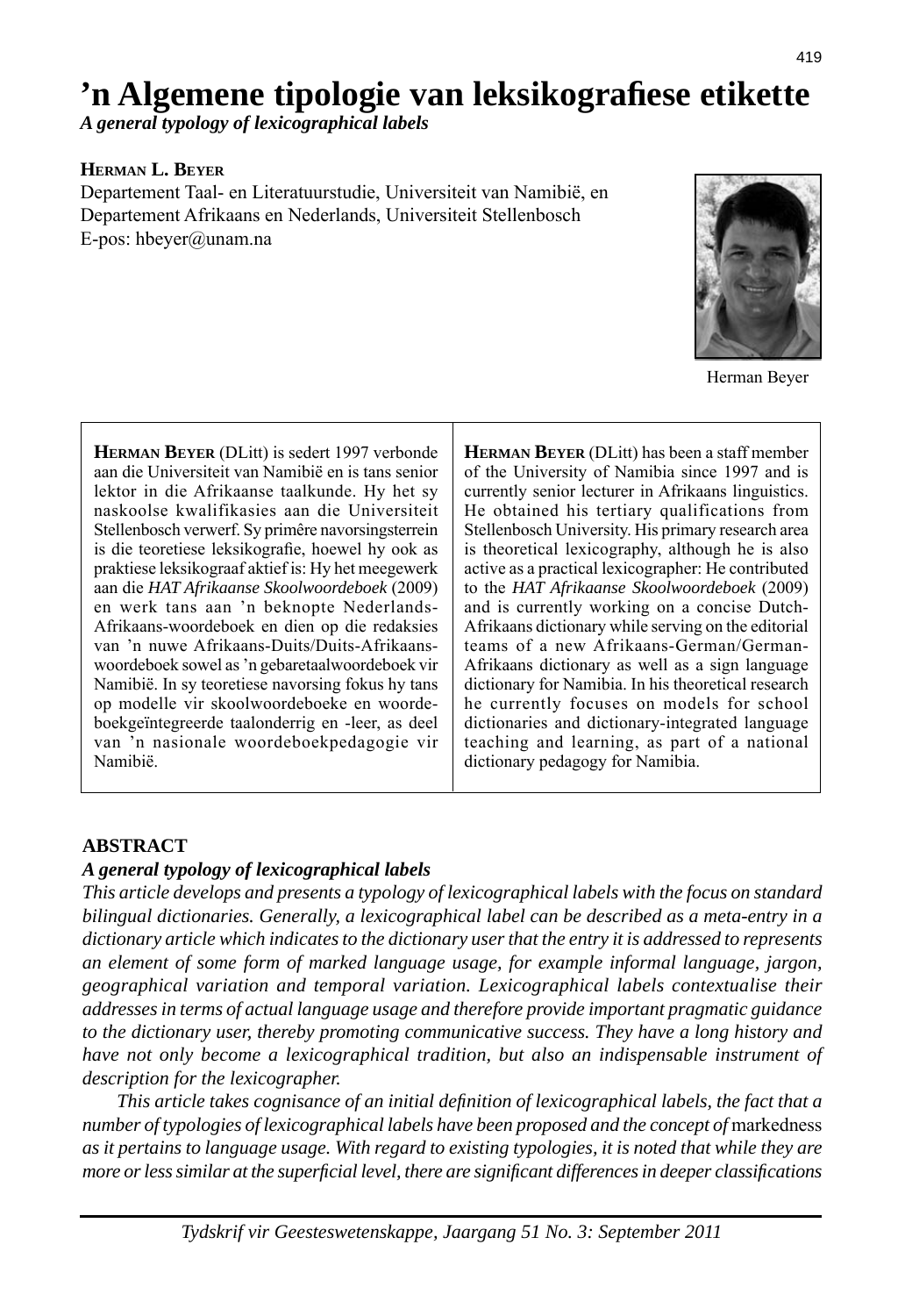# ’n Algemene tipologie van leksikografiese etikette

*A general typology of lexicographical labels*

**Herman L. Beyer**

Departement Taal- en Literatuurstudie, Universiteit van Namibië, en
Departement Afrikaans en Nederlands, Universiteit Stellenbosch
E-pos: hbeyer@unam.na

Herman Beyer

**Herman Beyer** (DLitt) is sedert 1997 verbonde aan die Universiteit van Namibië en is tans senior lektor in die Afrikaanse taalkunde. Hy het sy naskoolse kwalifikasies aan die Universiteit Stellenbosch verwerf. Sy primêre navorsingsterrein is die teoretiese leksikografie, hoewel hy ook as praktiese leksikograaf aktief is: Hy het meegewerk aan die *HAT Afrikaanse Skoolwoordeboek* (2009) en werk tans aan ’n beknopte Nederlands-Afrikaans-woordeboek en dien op die redaksies van ’n nuwe Afrikaans-Duits/Duits-Afrikaans-woordeboek sowel as ’n gebaretaalwoordeboek vir Namibië. In sy teoretiese navorsing fokus hy tans op modelle vir skoolwoordeboeke en woordeboekgeïntegreerde taalonderrig en -leer, as deel van ’n nasionale woordeboekpedagogie vir Namibië.

**Herman Beyer** (DLitt) has been a staff member of the University of Namibia since 1997 and is currently senior lecturer in Afrikaans linguistics. He obtained his tertiary qualifications from Stellenbosch University. His primary research area is theoretical lexicography, although he is also active as a practical lexicographer: He contributed to the *HAT Afrikaanse Skoolwoordeboek* (2009) and is currently working on a concise Dutch-Afrikaans dictionary while serving on the editorial teams of a new Afrikaans-German/German-Afrikaans dictionary as well as a sign language dictionary for Namibia. In his theoretical research he currently focuses on models for school dictionaries and dictionary-integrated language teaching and learning, as part of a national dictionary pedagogy for Namibia.

## ABSTRACT

***A general typology of lexicographical labels***

*This article develops and presents a typology of lexicographical labels with the focus on standard bilingual dictionaries. Generally, a lexicographical label can be described as a meta-entry in a dictionary article which indicates to the dictionary user that the entry it is addressed to represents an element of some form of marked language usage, for example informal language, jargon, geographical variation and temporal variation. Lexicographical labels contextualise their addresses in terms of actual language usage and therefore provide important pragmatic guidance to the dictionary user, thereby promoting communicative success. They have a long history and have not only become a lexicographical tradition, but also an indispensable instrument of description for the lexicographer.*

*This article takes cognisance of an initial definition of lexicographical labels, the fact that a number of typologies of lexicographical labels have been proposed and the concept of* markedness *as it pertains to language usage. With regard to existing typologies, it is noted that while they are more or less similar at the superficial level, there are significant differences in deeper classifications*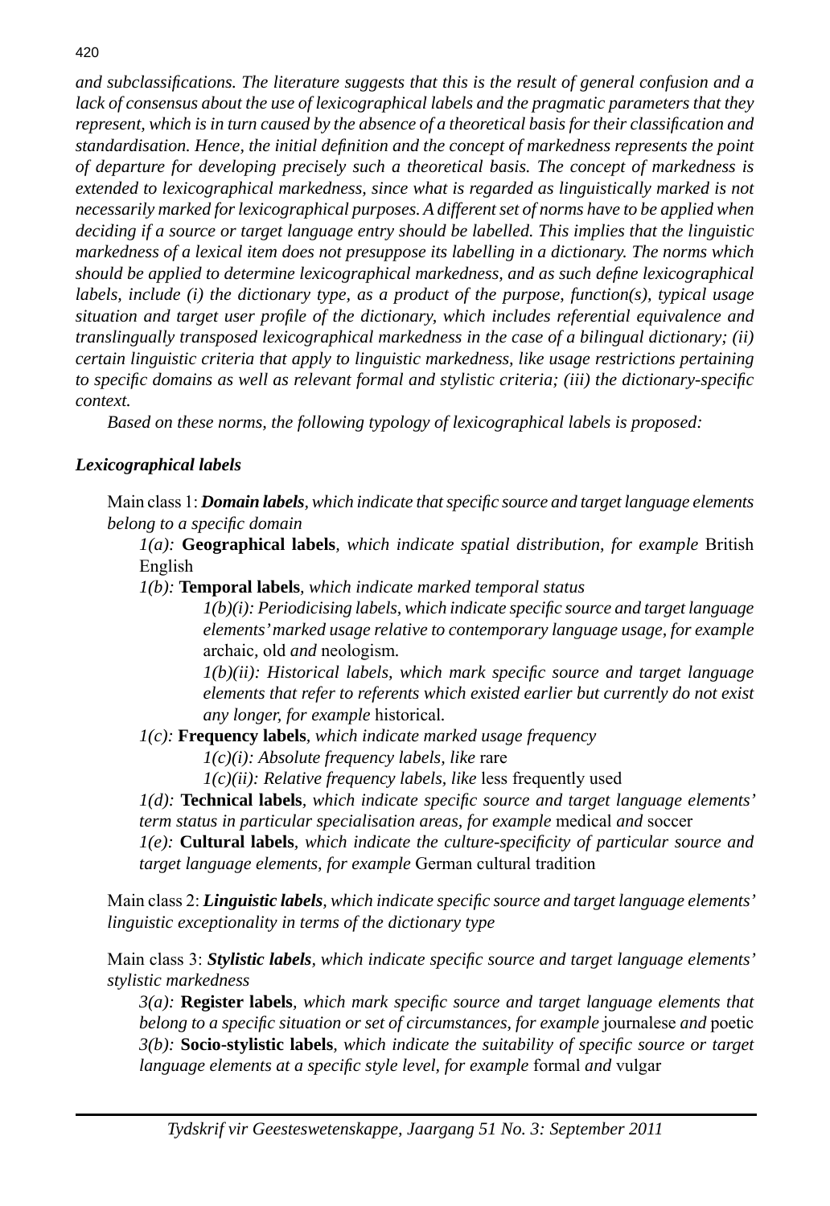*and subclassifications. The literature suggests that this is the result of general confusion and a lack of consensus about the use of lexicographical labels and the pragmatic parameters that they represent, which is in turn caused by the absence of a theoretical basis for their classification and standardisation. Hence, the initial definition and the concept of markedness represents the point of departure for developing precisely such a theoretical basis. The concept of markedness is extended to lexicographical markedness, since what is regarded as linguistically marked is not necessarily marked for lexicographical purposes. A different set of norms have to be applied when deciding if a source or target language entry should be labelled. This implies that the linguistic markedness of a lexical item does not presuppose its labelling in a dictionary. The norms which should be applied to determine lexicographical markedness, and as such define lexicographical labels, include (i) the dictionary type, as a product of the purpose, function(s), typical usage situation and target user profile of the dictionary, which includes referential equivalence and translingually transposed lexicographical markedness in the case of a bilingual dictionary; (ii) certain linguistic criteria that apply to linguistic markedness, like usage restrictions pertaining to specific domains as well as relevant formal and stylistic criteria; (iii) the dictionary-specific context.*

*Based on these norms, the following typology of lexicographical labels is proposed:*

***Lexicographical labels***

Main class 1: ***Domain labels****, which indicate that specific source and target language elements belong to a specific domain*

*1(a):* **Geographical labels***, which indicate spatial distribution, for example* British English

*1(b):* **Temporal labels***, which indicate marked temporal status*

*1(b)(i): Periodicising labels, which indicate specific source and target language elements' marked usage relative to contemporary language usage, for example* archaic*,* old *and* neologism*.*

*1(b)(ii): Historical labels, which mark specific source and target language elements that refer to referents which existed earlier but currently do not exist any longer, for example* historical*.*

*1(c):* **Frequency labels***, which indicate marked usage frequency*

*1(c)(i): Absolute frequency labels, like* rare

*1(c)(ii): Relative frequency labels, like* less frequently used

*1(d):* **Technical labels***, which indicate specific source and target language elements' term status in particular specialisation areas, for example* medical *and* soccer

*1(e):* **Cultural labels***, which indicate the culture-specificity of particular source and target language elements, for example* German cultural tradition

Main class 2: ***Linguistic labels****, which indicate specific source and target language elements' linguistic exceptionality in terms of the dictionary type*

Main class 3: ***Stylistic labels****, which indicate specific source and target language elements' stylistic markedness*

*3(a):* **Register labels***, which mark specific source and target language elements that belong to a specific situation or set of circumstances, for example* journalese *and* poetic

*3(b):* **Socio-stylistic labels***, which indicate the suitability of specific source or target language elements at a specific style level, for example* formal *and* vulgar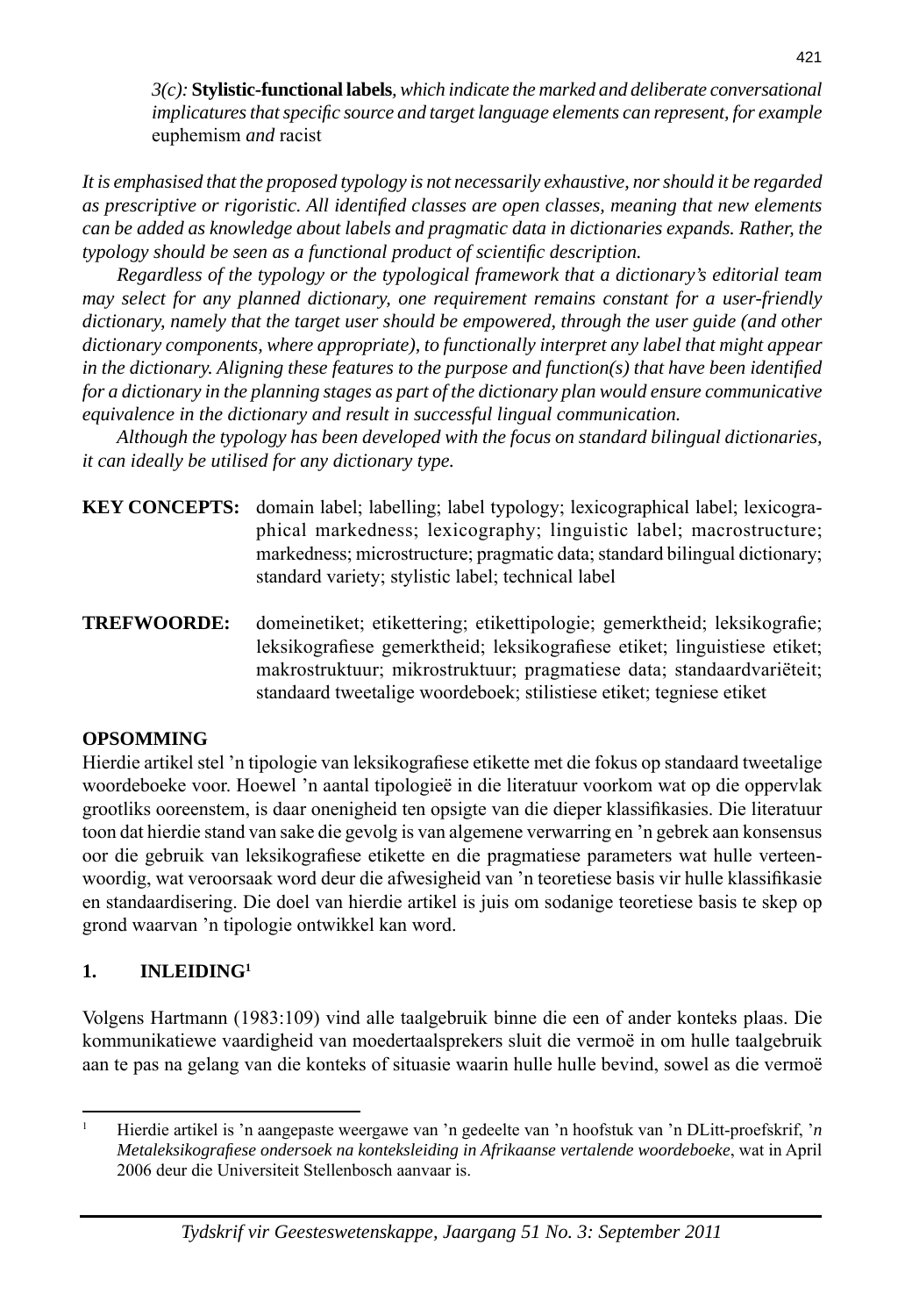*3(c):* **Stylistic-functional labels**, *which indicate the marked and deliberate conversational implicatures that specific source and target language elements can represent, for example* euphemism *and* racist

*It is emphasised that the proposed typology is not necessarily exhaustive, nor should it be regarded as prescriptive or rigoristic. All identified classes are open classes, meaning that new elements can be added as knowledge about labels and pragmatic data in dictionaries expands. Rather, the typology should be seen as a functional product of scientific description.*

*Regardless of the typology or the typological framework that a dictionary's editorial team may select for any planned dictionary, one requirement remains constant for a user-friendly dictionary, namely that the target user should be empowered, through the user guide (and other dictionary components, where appropriate), to functionally interpret any label that might appear in the dictionary. Aligning these features to the purpose and function(s) that have been identified for a dictionary in the planning stages as part of the dictionary plan would ensure communicative equivalence in the dictionary and result in successful lingual communication.*

*Although the typology has been developed with the focus on standard bilingual dictionaries, it can ideally be utilised for any dictionary type.*

**KEY CONCEPTS:** domain label; labelling; label typology; lexicographical label; lexicographical markedness; lexicography; linguistic label; macrostructure; markedness; microstructure; pragmatic data; standard bilingual dictionary; standard variety; stylistic label; technical label

**TREFWOORDE:** domeinetiket; etikettering; etikettipologie; gemerktheid; leksikografie; leksikografiese gemerktheid; leksikografiese etiket; linguistiese etiket; makrostruktuur; mikrostruktuur; pragmatiese data; standaardvariëteit; standaard tweetalige woordeboek; stilistiese etiket; tegniese etiket

**OPSOMMING**

Hierdie artikel stel 'n tipologie van leksikografiese etikette met die fokus op standaard tweetalige woordeboeke voor. Hoewel 'n aantal tipologieë in die literatuur voorkom wat op die oppervlak grootliks ooreenstem, is daar onenigheid ten opsigte van die dieper klassifikasies. Die literatuur toon dat hierdie stand van sake die gevolg is van algemene verwarring en 'n gebrek aan konsensus oor die gebruik van leksikografiese etikette en die pragmatiese parameters wat hulle verteenwoordig, wat veroorsaak word deur die afwesigheid van 'n teoretiese basis vir hulle klassifikasie en standaardisering. Die doel van hierdie artikel is juis om sodanige teoretiese basis te skep op grond waarvan 'n tipologie ontwikkel kan word.

## 1. INLEIDING[1]

Volgens Hartmann (1983:109) vind alle taalgebruik binne die een of ander konteks plaas. Die kommunikatiewe vaardigheid van moedertaalsprekers sluit die vermoë in om hulle taalgebruik aan te pas na gelang van die konteks of situasie waarin hulle hulle bevind, sowel as die vermoë

[1] Hierdie artikel is 'n aangepaste weergawe van 'n gedeelte van 'n hoofstuk van 'n DLitt-proefskrif, *'n Metaleksikografiese ondersoek na konteksleiding in Afrikaanse vertalende woordeboeke*, wat in April 2006 deur die Universiteit Stellenbosch aanvaar is.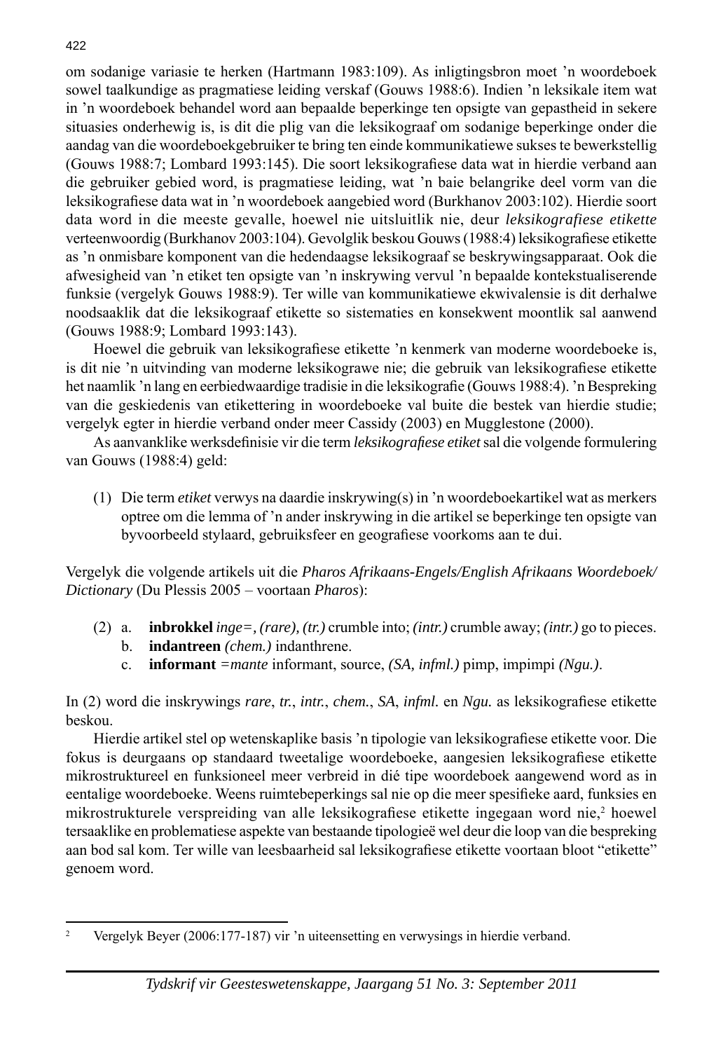om sodanige variasie te herken (Hartmann 1983:109). As inligtingsbron moet ’n woordeboek sowel taalkundige as pragmatiese leiding verskaf (Gouws 1988:6). Indien ’n leksikale item wat in ’n woordeboek behandel word aan bepaalde beperkinge ten opsigte van gepastheid in sekere situasies onderhewig is, is dit die plig van die leksikograaf om sodanige beperkinge onder die aandag van die woordeboekgebruiker te bring ten einde kommunikatiewe sukses te bewerkstellig (Gouws 1988:7; Lombard 1993:145). Die soort leksikografiese data wat in hierdie verband aan die gebruiker gebied word, is pragmatiese leiding, wat ’n baie belangrike deel vorm van die leksikografiese data wat in ’n woordeboek aangebied word (Burkhanov 2003:102). Hierdie soort data word in die meeste gevalle, hoewel nie uitsluitlik nie, deur *leksikografiese etikette* verteenwoordig (Burkhanov 2003:104). Gevolglik beskou Gouws (1988:4) leksikografiese etikette as ’n onmisbare komponent van die hedendaagse leksikograaf se beskrywingsapparaat. Ook die afwesigheid van ’n etiket ten opsigte van ’n inskrywing vervul ’n bepaalde kontekstualiserende funksie (vergelyk Gouws 1988:9). Ter wille van kommunikatiewe ekwivalensie is dit derhalwe noodsaaklik dat die leksikograaf etikette so sistematies en konsekwent moontlik sal aanwend (Gouws 1988:9; Lombard 1993:143).

Hoewel die gebruik van leksikografiese etikette ’n kenmerk van moderne woordeboeke is, is dit nie ’n uitvinding van moderne leksikograwe nie; die gebruik van leksikografiese etikette het naamlik ’n lang en eerbiedwaardige tradisie in die leksikografie (Gouws 1988:4). ’n Bespreking van die geskiedenis van etikettering in woordeboeke val buite die bestek van hierdie studie; vergelyk egter in hierdie verband onder meer Cassidy (2003) en Mugglestone (2000).

As aanvanklike werksdefinisie vir die term *leksikografiese etiket* sal die volgende formulering van Gouws (1988:4) geld:

(1) Die term *etiket* verwys na daardie inskrywing(s) in ’n woordeboekartikel wat as merkers optree om die lemma of ’n ander inskrywing in die artikel se beperkinge ten opsigte van byvoorbeeld stylaard, gebruiksfeer en geografiese voorkoms aan te dui.

Vergelyk die volgende artikels uit die *Pharos Afrikaans-Engels/English Afrikaans Woordeboek/ Dictionary* (Du Plessis 2005 – voortaan *Pharos*):

(2) a. **inbrokkel** *inge=, (rare), (tr.)* crumble into; *(intr.)* crumble away; *(intr.)* go to pieces.
b. **indantreen** *(chem.)* indanthrene.
c. **informant** *=mante* informant, source, *(SA, infml.)* pimp, impimpi *(Ngu.)*.

In (2) word die inskrywings *rare*, *tr.*, *intr.*, *chem.*, *SA*, *infml.* en *Ngu.* as leksikografiese etikette beskou.

Hierdie artikel stel op wetenskaplike basis ’n tipologie van leksikografiese etikette voor. Die fokus is deurgaans op standaard tweetalige woordeboeke, aangesien leksikografiese etikette mikrostruktureel en funksioneel meer verbreid in dié tipe woordeboek aangewend word as in eentalige woordeboeke. Weens ruimtebeperkings sal nie op die meer spesifieke aard, funksies en mikrostrukturele verspreiding van alle leksikografiese etikette ingegaan word nie,[2] hoewel tersaaklike en problematiese aspekte van bestaande tipologieë wel deur die loop van die bespreking aan bod sal kom. Ter wille van leesbaarheid sal leksikografiese etikette voortaan bloot “etikette” genoem word.

[2] Vergelyk Beyer (2006:177-187) vir ’n uiteensetting en verwysings in hierdie verband.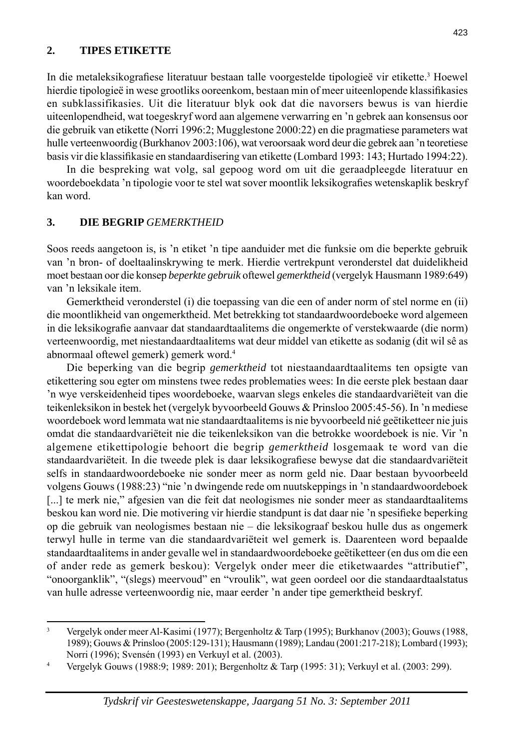## 2. TIPES ETIKETTE

In die metaleksikografiese literatuur bestaan talle voorgestelde tipologieë vir etikette.[3] Hoewel hierdie tipologieë in wese grootliks ooreenkom, bestaan min of meer uiteenlopende klassifikasies en subklassifikasies. Uit die literatuur blyk ook dat die navorsers bewus is van hierdie uiteenlopendheid, wat toegeskryf word aan algemene verwarring en 'n gebrek aan konsensus oor die gebruik van etikette (Norri 1996:2; Mugglestone 2000:22) en die pragmatiese parameters wat hulle verteenwoordig (Burkhanov 2003:106), wat veroorsaak word deur die gebrek aan 'n teoretiese basis vir die klassifikasie en standaardisering van etikette (Lombard 1993: 143; Hurtado 1994:22).

In die bespreking wat volg, sal gepoog word om uit die geraadpleegde literatuur en woordeboekdata 'n tipologie voor te stel wat sover moontlik leksikografies wetenskaplik beskryf kan word.

## 3. DIE BEGRIP *GEMERKTHEID*

Soos reeds aangetoon is, is 'n etiket 'n tipe aanduider met die funksie om die beperkte gebruik van 'n bron- of doeltaalinskrywing te merk. Hierdie vertrekpunt veronderstel dat duidelikheid moet bestaan oor die konsep *beperkte gebruik* oftewel *gemerktheid* (vergelyk Hausmann 1989:649) van 'n leksikale item.

Gemerktheid veronderstel (i) die toepassing van die een of ander norm of stel norme en (ii) die moontlikheid van ongemerktheid. Met betrekking tot standaardwoordeboeke word algemeen in die leksikografie aanvaar dat standaardtaalitems die ongemerkte of verstekwaarde (die norm) verteenwoordig, met niestandaardtaalitems wat deur middel van etikette as sodanig (dit wil sê as abnormaal oftewel gemerk) gemerk word.[4]

Die beperking van die begrip *gemerktheid* tot niestaandaardtaalitems ten opsigte van etikettering sou egter om minstens twee redes problematies wees: In die eerste plek bestaan daar 'n wye verskeidenheid tipes woordeboeke, waarvan slegs enkeles die standaardvariëteit van die teikenleksikon in bestek het (vergelyk byvoorbeeld Gouws & Prinsloo 2005:45-56). In 'n mediese woordeboek word lemmata wat nie standaardtaalitems is nie byvoorbeeld nié geëtiketteer nie juis omdat die standaardvariëteit nie die teikenleksikon van die betrokke woordeboek is nie. Vir 'n algemene etikettipologie behoort die begrip *gemerktheid* losgemaak te word van die standaardvariëteit. In die tweede plek is daar leksikografiese bewyse dat die standaardvariëteit selfs in standaardwoordeboeke nie sonder meer as norm geld nie. Daar bestaan byvoorbeeld volgens Gouws (1988:23) "nie 'n dwingende rede om nuutskeppings in 'n standaardwoordeboek [...] te merk nie," afgesien van die feit dat neologismes nie sonder meer as standaardtaalitems beskou kan word nie. Die motivering vir hierdie standpunt is dat daar nie 'n spesifieke beperking op die gebruik van neologismes bestaan nie – die leksikograaf beskou hulle dus as ongemerk terwyl hulle in terme van die standaardvariëteit wel gemerk is. Daarenteen word bepaalde standaardtaalitems in ander gevalle wel in standaardwoordeboeke geëtiketteer (en dus om die een of ander rede as gemerk beskou): Vergelyk onder meer die etiketwaardes "attributief", "onoorganklik", "(slegs) meervoud" en "vroulik", wat geen oordeel oor die standaardtaalstatus van hulle adresse verteenwoordig nie, maar eerder 'n ander tipe gemerktheid beskryf.

---

[3] Vergelyk onder meer Al-Kasimi (1977); Bergenholtz & Tarp (1995); Burkhanov (2003); Gouws (1988, 1989); Gouws & Prinsloo (2005:129-131); Hausmann (1989); Landau (2001:217-218); Lombard (1993); Norri (1996); Svensén (1993) en Verkuyl et al. (2003).

[4] Vergelyk Gouws (1988:9; 1989: 201); Bergenholtz & Tarp (1995: 31); Verkuyl et al. (2003: 299).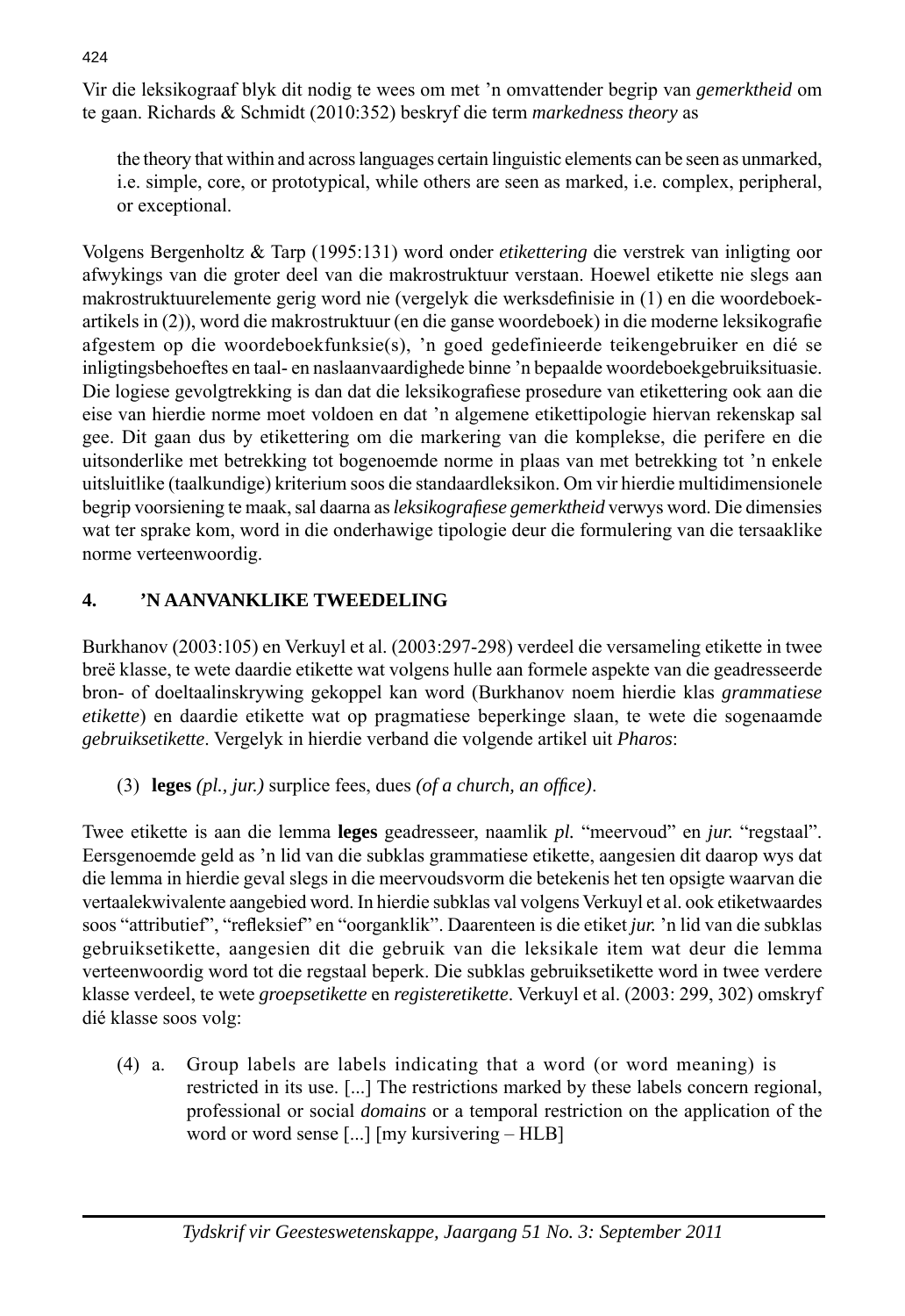Vir die leksikograaf blyk dit nodig te wees om met 'n omvattender begrip van *gemerktheid* om te gaan. Richards & Schmidt (2010:352) beskryf die term *markedness theory* as

> the theory that within and across languages certain linguistic elements can be seen as unmarked, i.e. simple, core, or prototypical, while others are seen as marked, i.e. complex, peripheral, or exceptional.

Volgens Bergenholtz & Tarp (1995:131) word onder *etikettering* die verstrek van inligting oor afwykings van die groter deel van die makrostruktuur verstaan. Hoewel etikette nie slegs aan makrostruktuurelemente gerig word nie (vergelyk die werksdefinisie in (1) en die woordeboekartikels in (2)), word die makrostruktuur (en die ganse woordeboek) in die moderne leksikografie afgestem op die woordeboekfunksie(s), 'n goed gedefinieerde teikengebruiker en dié se inligtingsbehoeftes en taal- en naslaanvaardighede binne 'n bepaalde woordeboekgebruiksituasie. Die logiese gevolgtrekking is dan dat die leksikografiese prosedure van etikettering ook aan die eise van hierdie norme moet voldoen en dat 'n algemene etikettipologie hiervan rekenskap sal gee. Dit gaan dus by etikettering om die markering van die komplekse, die perifere en die uitsonderlike met betrekking tot bogenoemde norme in plaas van met betrekking tot 'n enkele uitsluitlike (taalkundige) kriterium soos die standaardleksikon. Om vir hierdie multidimensionele begrip voorsiening te maak, sal daarna as *leksikografiese gemerktheid* verwys word. Die dimensies wat ter sprake kom, word in die onderhawige tipologie deur die formulering van die tersaaklike norme verteenwoordig.

## 4. 'N AANVANKLIKE TWEEDELING

Burkhanov (2003:105) en Verkuyl et al. (2003:297-298) verdeel die versameling etikette in twee breë klasse, te wete daardie etikette wat volgens hulle aan formele aspekte van die geadresseerde bron- of doeltaalinskrywing gekoppel kan word (Burkhanov noem hierdie klas *grammatiese etikette*) en daardie etikette wat op pragmatiese beperkinge slaan, te wete die sogenaamde *gebruiksetikette*. Vergelyk in hierdie verband die volgende artikel uit *Pharos*:

(3) **leges** *(pl., jur.)* surplice fees, dues *(of a church, an office)*.

Twee etikette is aan die lemma **leges** geadresseer, naamlik *pl.* "meervoud" en *jur.* "regstaal". Eersgenoemde geld as 'n lid van die subklas grammatiese etikette, aangesien dit daarop wys dat die lemma in hierdie geval slegs in die meervoudsvorm die betekenis het ten opsigte waarvan die vertaalekwivalente aangebied word. In hierdie subklas val volgens Verkuyl et al. ook etiketwaardes soos "attributief", "refleksief" en "oorganklik". Daarenteen is die etiket *jur.* 'n lid van die subklas gebruiksetikette, aangesien dit die gebruik van die leksikale item wat deur die lemma verteenwoordig word tot die regstaal beperk. Die subklas gebruiksetikette word in twee verdere klasse verdeel, te wete *groepsetikette* en *registeretikette*. Verkuyl et al. (2003: 299, 302) omskryf dié klasse soos volg:

(4) a. Group labels are labels indicating that a word (or word meaning) is restricted in its use. [...] The restrictions marked by these labels concern regional, professional or social *domains* or a temporal restriction on the application of the word or word sense [...] [my kursivering – HLB]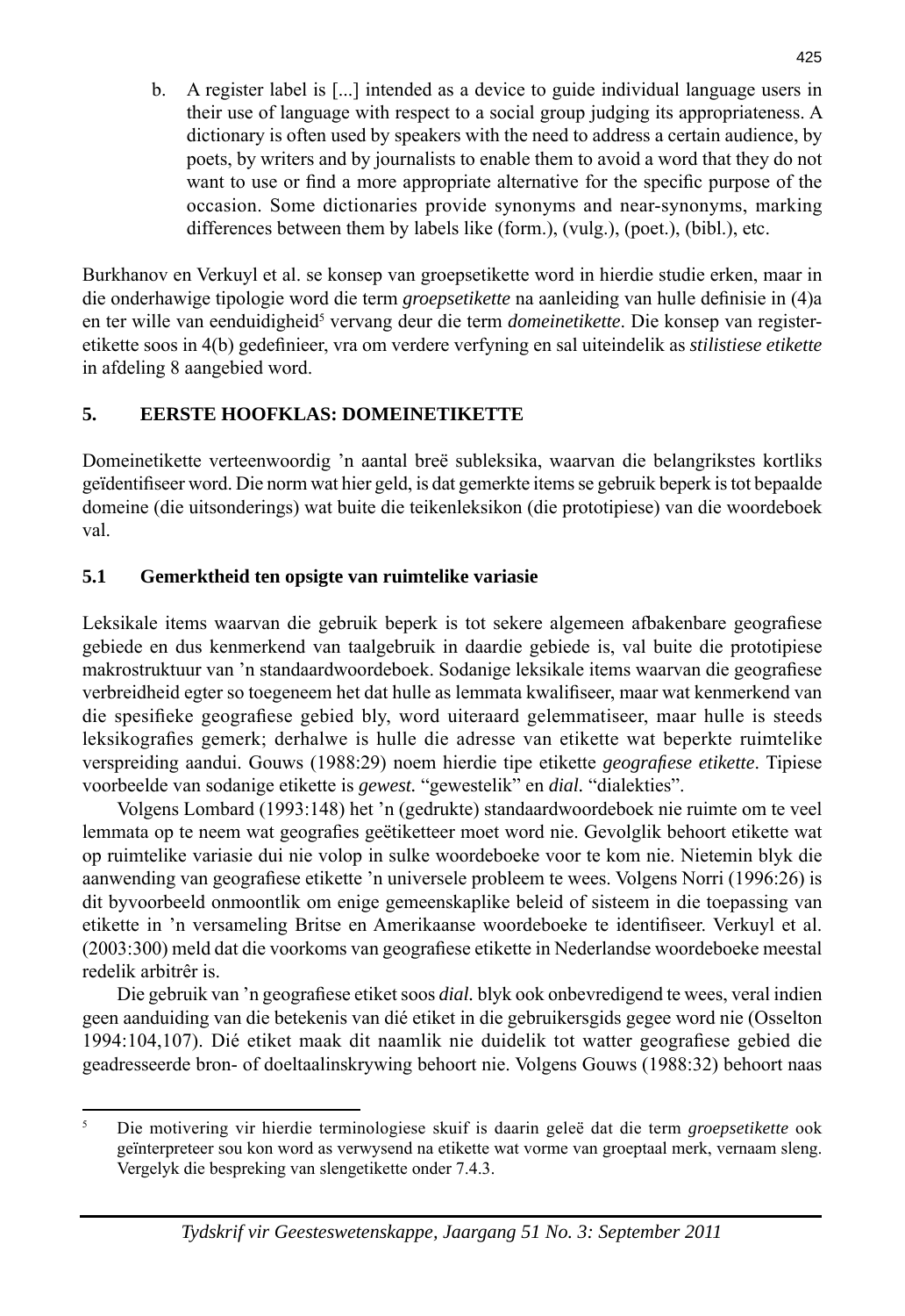b. A register label is [...] intended as a device to guide individual language users in their use of language with respect to a social group judging its appropriateness. A dictionary is often used by speakers with the need to address a certain audience, by poets, by writers and by journalists to enable them to avoid a word that they do not want to use or find a more appropriate alternative for the specific purpose of the occasion. Some dictionaries provide synonyms and near-synonyms, marking differences between them by labels like (form.), (vulg.), (poet.), (bibl.), etc.

Burkhanov en Verkuyl et al. se konsep van groepsetikette word in hierdie studie erken, maar in die onderhawige tipologie word die term *groepsetikette* na aanleiding van hulle definisie in (4)a en ter wille van eenduidigheid[5] vervang deur die term *domeinetikette*. Die konsep van registeretikette soos in 4(b) gedefinieer, vra om verdere verfyning en sal uiteindelik as *stilistiese etikette* in afdeling 8 aangebied word.

## 5. EERSTE HOOFKLAS: DOMEINETIKETTE

Domeinetikette verteenwoordig 'n aantal breë subleksika, waarvan die belangrikstes kortliks geïdentifiseer word. Die norm wat hier geld, is dat gemerkte items se gebruik beperk is tot bepaalde domeine (die uitsonderings) wat buite die teikenleksikon (die prototipiese) van die woordeboek val.

### 5.1 Gemerktheid ten opsigte van ruimtelike variasie

Leksikale items waarvan die gebruik beperk is tot sekere algemeen afbakenbare geografiese gebiede en dus kenmerkend van taalgebruik in daardie gebiede is, val buite die prototipiese makrostruktuur van 'n standaardwoordeboek. Sodanige leksikale items waarvan die geografiese verbreidheid egter so toegeneem het dat hulle as lemmata kwalifiseer, maar wat kenmerkend van die spesifieke geografiese gebied bly, word uiteraard gelemmatiseer, maar hulle is steeds leksikografies gemerk; derhalwe is hulle die adresse van etikette wat beperkte ruimtelike verspreiding aandui. Gouws (1988:29) noem hierdie tipe etikette *geografiese etikette*. Tipiese voorbeelde van sodanige etikette is *gewest.* "gewestelik" en *dial.* "dialekties".

Volgens Lombard (1993:148) het 'n (gedrukte) standaardwoordeboek nie ruimte om te veel lemmata op te neem wat geografies geëtiketteer moet word nie. Gevolglik behoort etikette wat op ruimtelike variasie dui nie volop in sulke woordeboeke voor te kom nie. Nietemin blyk die aanwending van geografiese etikette 'n universele probleem te wees. Volgens Norri (1996:26) is dit byvoorbeeld onmoontlik om enige gemeenskaplike beleid of sisteem in die toepassing van etikette in 'n versameling Britse en Amerikaanse woordeboeke te identifiseer. Verkuyl et al. (2003:300) meld dat die voorkoms van geografiese etikette in Nederlandse woordeboeke meestal redelik arbitrêr is.

Die gebruik van 'n geografiese etiket soos *dial.* blyk ook onbevredigend te wees, veral indien geen aanduiding van die betekenis van dié etiket in die gebruikersgids gegee word nie (Osselton 1994:104,107). Dié etiket maak dit naamlik nie duidelik tot watter geografiese gebied die geadresseerde bron- of doeltaalinskrywing behoort nie. Volgens Gouws (1988:32) behoort naas

---

[5] Die motivering vir hierdie terminologiese skuif is daarin geleë dat die term *groepsetikette* ook geïnterpreteer sou kon word as verwysend na etikette wat vorme van groeptaal merk, vernaam sleng. Vergelyk die bespreking van slengetikette onder 7.4.3.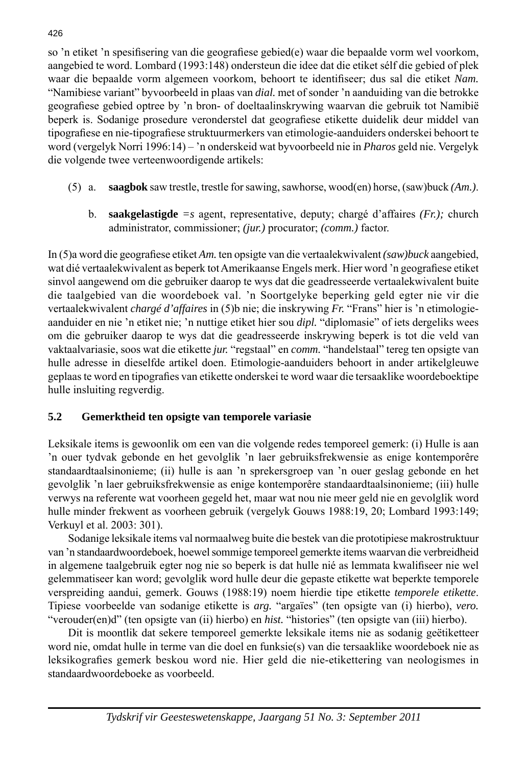so ’n etiket ’n spesifisering van die geografiese gebied(e) waar die bepaalde vorm wel voorkom, aangebied te word. Lombard (1993:148) ondersteun die idee dat die etiket sélf die gebied of plek waar die bepaalde vorm algemeen voorkom, behoort te identifiseer; dus sal die etiket *Nam.* “Namibiese variant” byvoorbeeld in plaas van *dial.* met of sonder ’n aanduiding van die betrokke geografiese gebied optree by ’n bron- of doeltaalinskrywing waarvan die gebruik tot Namibië beperk is. Sodanige prosedure veronderstel dat geografiese etikette duidelik deur middel van tipografiese en nie-tipografiese struktuurmerkers van etimologie-aanduiders onderskei behoort te word (vergelyk Norri 1996:14) – ’n onderskeid wat byvoorbeeld nie in *Pharos* geld nie. Vergelyk die volgende twee verteenwoordigende artikels:

(5) a. **saagbok** saw trestle, trestle for sawing, sawhorse, wood(en) horse, (saw)buck *(Am.)*.

b. **saakgelastigde** =*s* agent, representative, deputy; chargé d’affaires *(Fr.);* church administrator, commissioner; *(jur.)* procurator; *(comm.)* factor.

In (5)a word die geografiese etiket *Am.* ten opsigte van die vertaalekwivalent *(saw)buck* aangebied, wat dié vertaalekwivalent as beperk tot Amerikaanse Engels merk. Hier word ’n geografiese etiket sinvol aangewend om die gebruiker daarop te wys dat die geadresseerde vertaalekwivalent buite die taalgebied van die woordeboek val. ’n Soortgelyke beperking geld egter nie vir die vertaalekwivalent *chargé d’affaires* in (5)b nie; die inskrywing *Fr.* “Frans” hier is ’n etimologie-aanduider en nie ’n etiket nie; ’n nuttige etiket hier sou *dipl.* “diplomasie” of iets dergeliks wees om die gebruiker daarop te wys dat die geadresseerde inskrywing beperk is tot die veld van vaktaalvariasie, soos wat die etikette *jur.* “regstaal” en *comm.* “handelstaal” tereg ten opsigte van hulle adresse in dieselfde artikel doen. Etimologie-aanduiders behoort in ander artikelgleuwe geplaas te word en tipografies van etikette onderskei te word waar die tersaaklike woordeboektipe hulle insluiting regverdig.

## 5.2 Gemerktheid ten opsigte van temporele variasie

Leksikale items is gewoonlik om een van die volgende redes temporeel gemerk: (i) Hulle is aan ’n ouer tydvak gebonde en het gevolglik ’n laer gebruiksfrekwensie as enige kontemporêre standaardtaalsinonieme; (ii) hulle is aan ’n sprekersgroep van ’n ouer geslag gebonde en het gevolglik ’n laer gebruiksfrekwensie as enige kontemporêre standaardtaalsinonieme; (iii) hulle verwys na referente wat voorheen gegeld het, maar wat nou nie meer geld nie en gevolglik word hulle minder frekwent as voorheen gebruik (vergelyk Gouws 1988:19, 20; Lombard 1993:149; Verkuyl et al. 2003: 301).

Sodanige leksikale items val normaalweg buite die bestek van die prototipiese makrostruktuur van ’n standaardwoordeboek, hoewel sommige temporeel gemerkte items waarvan die verbreidheid in algemene taalgebruik egter nog nie so beperk is dat hulle nié as lemmata kwalifiseer nie wel gelemmatiseer kan word; gevolglik word hulle deur die gepaste etikette wat beperkte temporele verspreiding aandui, gemerk. Gouws (1988:19) noem hierdie tipe etikette *temporele etikette*. Tipiese voorbeelde van sodanige etikette is *arg.* “argaïes” (ten opsigte van (i) hierbo), *vero.* “verouder(en)d” (ten opsigte van (ii) hierbo) en *hist.* “histories” (ten opsigte van (iii) hierbo).

Dit is moontlik dat sekere temporeel gemerkte leksikale items nie as sodanig geëtiketteer word nie, omdat hulle in terme van die doel en funksie(s) van die tersaaklike woordeboek nie as leksikografies gemerk beskou word nie. Hier geld die nie-etikettering van neologismes in standaardwoordeboeke as voorbeeld.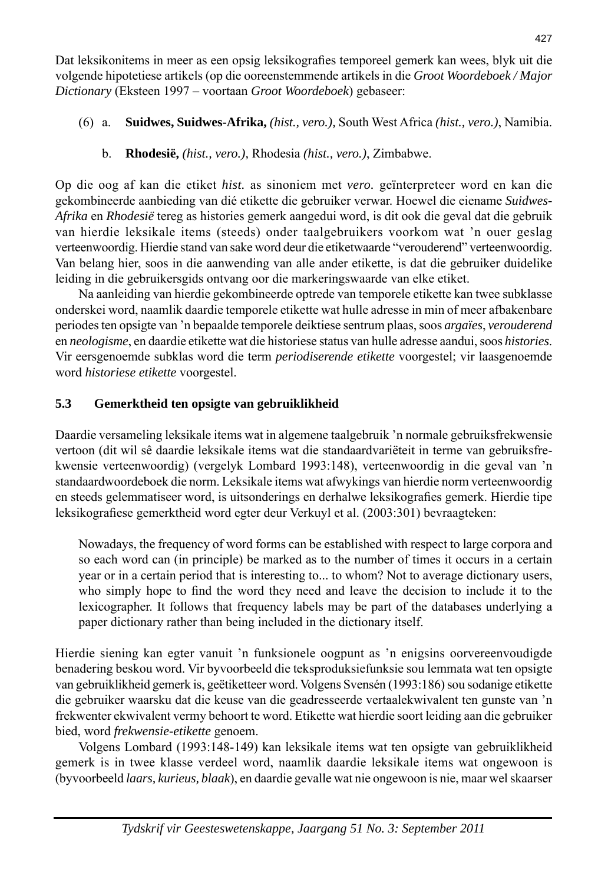Dat leksikonitems in meer as een opsig leksikografies temporeel gemerk kan wees, blyk uit die volgende hipotetiese artikels (op die ooreenstemmende artikels in die *Groot Woordeboek / Major Dictionary* (Eksteen 1997 – voortaan *Groot Woordeboek*) gebaseer:

(6) a. **Suidwes, Suidwes-Afrika,** *(hist., vero.),* South West Africa *(hist., vero.)*, Namibia.

b. **Rhodesië,** *(hist., vero.),* Rhodesia *(hist., vero.)*, Zimbabwe.

Op die oog af kan die etiket *hist.* as sinoniem met *vero.* geïnterpreteer word en kan die gekombineerde aanbieding van dié etikette die gebruiker verwar. Hoewel die eiename *Suidwes-Afrika* en *Rhodesië* tereg as histories gemerk aangedui word, is dit ook die geval dat die gebruik van hierdie leksikale items (steeds) onder taalgebruikers voorkom wat 'n ouer geslag verteenwoordig. Hierdie stand van sake word deur die etiketwaarde "verouderend" verteenwoordig. Van belang hier, soos in die aanwending van alle ander etikette, is dat die gebruiker duidelike leiding in die gebruikersgids ontvang oor die markeringswaarde van elke etiket.

Na aanleiding van hierdie gekombineerde optrede van temporele etikette kan twee subklasse onderskei word, naamlik daardie temporele etikette wat hulle adresse in min of meer afbakenbare periodes ten opsigte van 'n bepaalde temporele deiktiese sentrum plaas, soos *argaïes*, *verouderend* en *neologisme*, en daardie etikette wat die historiese status van hulle adresse aandui, soos *histories*. Vir eersgenoemde subklas word die term *periodiserende etikette* voorgestel; vir laasgenoemde word *historiese etikette* voorgestel.

### 5.3 Gemerktheid ten opsigte van gebruiklikheid

Daardie versameling leksikale items wat in algemene taalgebruik 'n normale gebruiksfrekwensie vertoon (dit wil sê daardie leksikale items wat die standaardvariëteit in terme van gebruiksfrekwensie verteenwoordig) (vergelyk Lombard 1993:148), verteenwoordig in die geval van 'n standaardwoordeboek die norm. Leksikale items wat afwykings van hierdie norm verteenwoordig en steeds gelemmatiseer word, is uitsonderings en derhalwe leksikografies gemerk. Hierdie tipe leksikografiese gemerktheid word egter deur Verkuyl et al. (2003:301) bevraagteken:

> Nowadays, the frequency of word forms can be established with respect to large corpora and so each word can (in principle) be marked as to the number of times it occurs in a certain year or in a certain period that is interesting to... to whom? Not to average dictionary users, who simply hope to find the word they need and leave the decision to include it to the lexicographer. It follows that frequency labels may be part of the databases underlying a paper dictionary rather than being included in the dictionary itself.

Hierdie siening kan egter vanuit 'n funksionele oogpunt as 'n enigsins oorvereenvoudigde benadering beskou word. Vir byvoorbeeld die teksproduksiefunksie sou lemmata wat ten opsigte van gebruiklikheid gemerk is, geëtiketteer word. Volgens Svensén (1993:186) sou sodanige etikette die gebruiker waarsku dat die keuse van die geadresseerde vertaalekwivalent ten gunste van 'n frekwenter ekwivalent vermy behoort te word. Etikette wat hierdie soort leiding aan die gebruiker bied, word *frekwensie-etikette* genoem.

Volgens Lombard (1993:148-149) kan leksikale items wat ten opsigte van gebruiklikheid gemerk is in twee klasse verdeel word, naamlik daardie leksikale items wat ongewoon is (byvoorbeeld *laars, kurieus, blaak*), en daardie gevalle wat nie ongewoon is nie, maar wel skaarser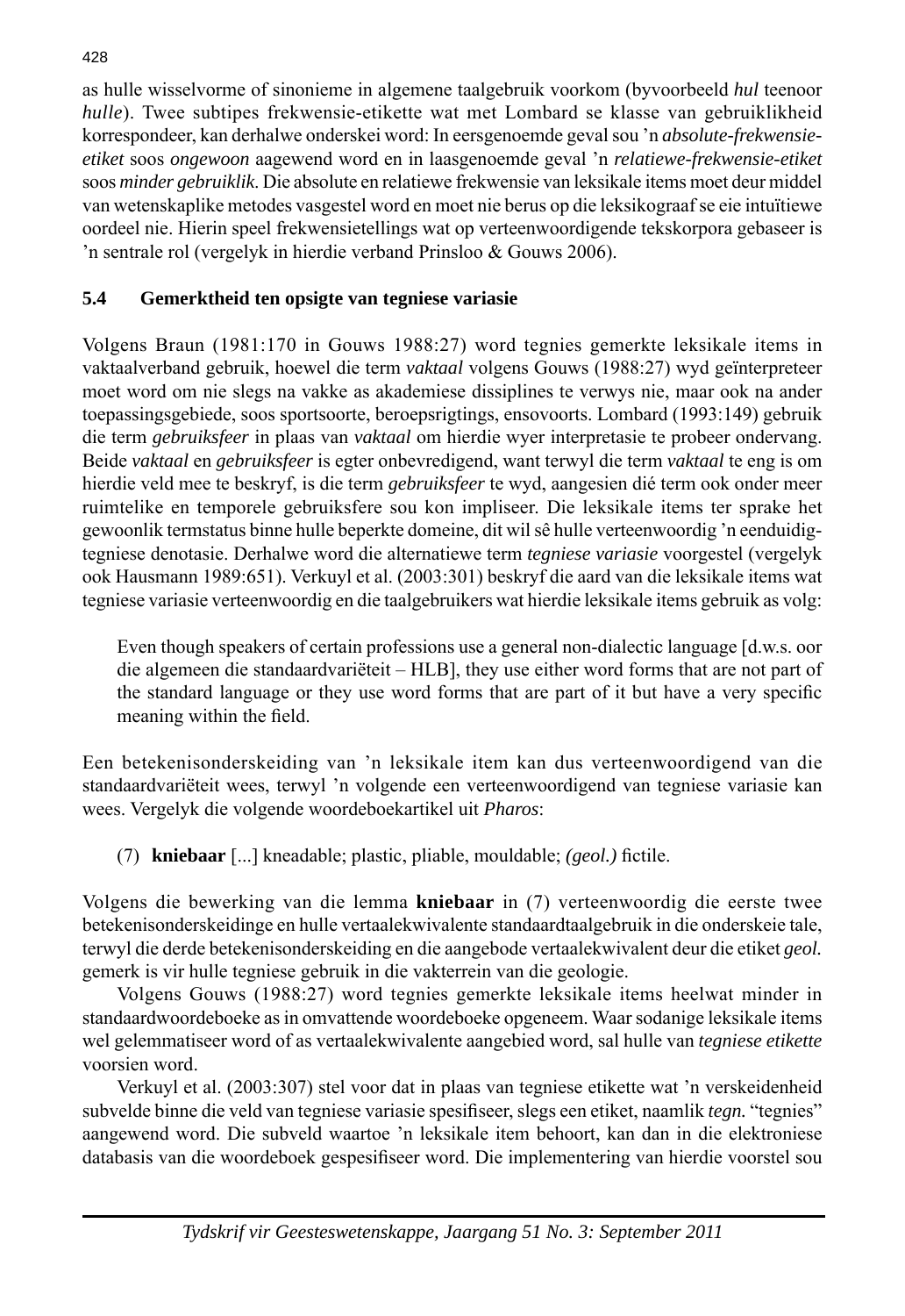as hulle wisselvorme of sinonieme in algemene taalgebruik voorkom (byvoorbeeld *hul* teenoor *hulle*). Twee subtipes frekwensie-etikette wat met Lombard se klasse van gebruiklikheid korrespondeer, kan derhalwe onderskei word: In eersgenoemde geval sou 'n *absolute-frekwensie-etiket* soos *ongewoon* aagewend word en in laasgenoemde geval 'n *relatiewe-frekwensie-etiket* soos *minder gebruiklik*. Die absolute en relatiewe frekwensie van leksikale items moet deur middel van wetenskaplike metodes vasgestel word en moet nie berus op die leksikograaf se eie intuïtiewe oordeel nie. Hierin speel frekwensietellings wat op verteenwoordigende tekskorpora gebaseer is 'n sentrale rol (vergelyk in hierdie verband Prinsloo & Gouws 2006).

## 5.4 Gemerktheid ten opsigte van tegniese variasie

Volgens Braun (1981:170 in Gouws 1988:27) word tegnies gemerkte leksikale items in vaktaalverband gebruik, hoewel die term *vaktaal* volgens Gouws (1988:27) wyd geïnterpreteer moet word om nie slegs na vakke as akademiese dissiplines te verwys nie, maar ook na ander toepassingsgebiede, soos sportsoorte, beroepsrigtings, ensovoorts. Lombard (1993:149) gebruik die term *gebruiksfeer* in plaas van *vaktaal* om hierdie wyer interpretasie te probeer ondervang. Beide *vaktaal* en *gebruiksfeer* is egter onbevredigend, want terwyl die term *vaktaal* te eng is om hierdie veld mee te beskryf, is die term *gebruiksfeer* te wyd, aangesien dié term ook onder meer ruimtelike en temporele gebruiksfere sou kon impliseer. Die leksikale items ter sprake het gewoonlik termstatus binne hulle beperkte domeine, dit wil sê hulle verteenwoordig 'n eenduidig-tegniese denotasie. Derhalwe word die alternatiewe term *tegniese variasie* voorgestel (vergelyk ook Hausmann 1989:651). Verkuyl et al. (2003:301) beskryf die aard van die leksikale items wat tegniese variasie verteenwoordig en die taalgebruikers wat hierdie leksikale items gebruik as volg:

> Even though speakers of certain professions use a general non-dialectic language [d.w.s. oor die algemeen die standaardvariëteit – HLB], they use either word forms that are not part of the standard language or they use word forms that are part of it but have a very specific meaning within the field.

Een betekenisonderskeiding van 'n leksikale item kan dus verteenwoordigend van die standaardvariëteit wees, terwyl 'n volgende een verteenwoordigend van tegniese variasie kan wees. Vergelyk die volgende woordeboekartikel uit *Pharos*:

(7) **kniebaar** [...] kneadable; plastic, pliable, mouldable; *(geol.)* fictile.

Volgens die bewerking van die lemma **kniebaar** in (7) verteenwoordig die eerste twee betekenisonderskeidinge en hulle vertaalekwivalente standaardtaalgebruik in die onderskeie tale, terwyl die derde betekenisonderskeiding en die aangebode vertaalekwivalent deur die etiket *geol.* gemerk is vir hulle tegniese gebruik in die vakterrein van die geologie.

Volgens Gouws (1988:27) word tegnies gemerkte leksikale items heelwat minder in standaardwoordeboeke as in omvattende woordeboeke opgeneem. Waar sodanige leksikale items wel gelemmatiseer word of as vertaalekwivalente aangebied word, sal hulle van *tegniese etikette* voorsien word.

Verkuyl et al. (2003:307) stel voor dat in plaas van tegniese etikette wat 'n verskeidenheid subvelde binne die veld van tegniese variasie spesifiseer, slegs een etiket, naamlik *tegn.* "tegnies" aangewend word. Die subveld waartoe 'n leksikale item behoort, kan dan in die elektroniese databasis van die woordeboek gespesifiseer word. Die implementering van hierdie voorstel sou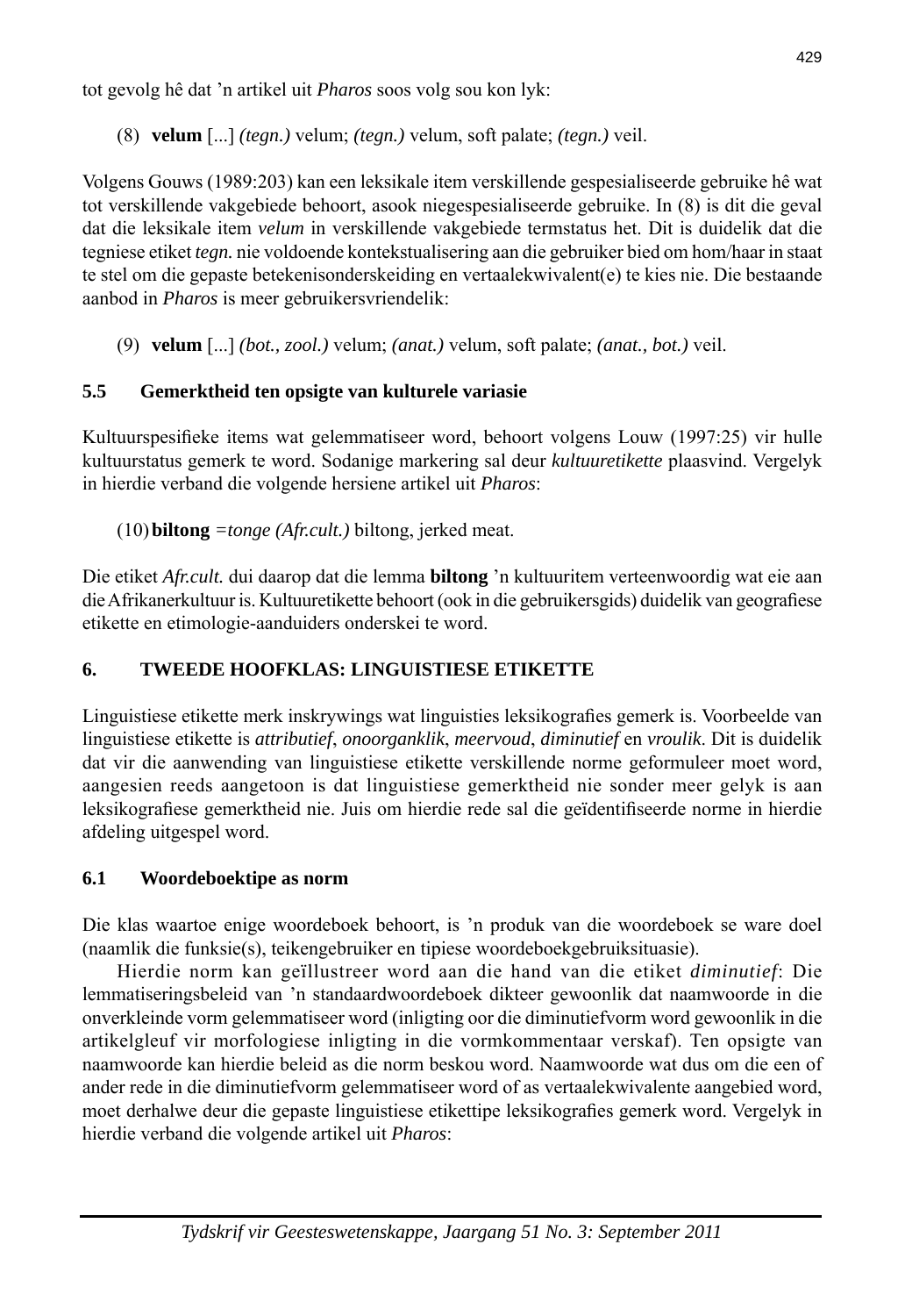tot gevolg hê dat 'n artikel uit *Pharos* soos volg sou kon lyk:

(8) **velum** [...] *(tegn.)* velum; *(tegn.)* velum, soft palate; *(tegn.)* veil.

Volgens Gouws (1989:203) kan een leksikale item verskillende gespesialiseerde gebruike hê wat tot verskillende vakgebiede behoort, asook niegespesialiseerde gebruike. In (8) is dit die geval dat die leksikale item *velum* in verskillende vakgebiede termstatus het. Dit is duidelik dat die tegniese etiket *tegn.* nie voldoende kontekstualisering aan die gebruiker bied om hom/haar in staat te stel om die gepaste betekenisonderskeiding en vertaalekwivalent(e) te kies nie. Die bestaande aanbod in *Pharos* is meer gebruikersvriendelik:

(9) **velum** [...] *(bot., zool.)* velum; *(anat.)* velum, soft palate; *(anat., bot.)* veil.

## 5.5 Gemerktheid ten opsigte van kulturele variasie

Kultuurspesifieke items wat gelemmatiseer word, behoort volgens Louw (1997:25) vir hulle kultuurstatus gemerk te word. Sodanige markering sal deur *kultuuretikette* plaasvind. Vergelyk in hierdie verband die volgende hersiene artikel uit *Pharos*:

(10) **biltong** *=tonge (Afr.cult.)* biltong, jerked meat.

Die etiket *Afr.cult.* dui daarop dat die lemma **biltong** 'n kultuuritem verteenwoordig wat eie aan die Afrikanerkultuur is. Kultuuretikette behoort (ook in die gebruikersgids) duidelik van geografiese etikette en etimologie-aanduiders onderskei te word.

# 6. TWEEDE HOOFKLAS: LINGUISTIESE ETIKETTE

Linguistiese etikette merk inskrywings wat linguisties leksikografies gemerk is. Voorbeelde van linguistiese etikette is *attributief*, *onoorganklik*, *meervoud*, *diminutief* en *vroulik*. Dit is duidelik dat vir die aanwending van linguistiese etikette verskillende norme geformuleer moet word, aangesien reeds aangetoon is dat linguistiese gemerktheid nie sonder meer gelyk is aan leksikografiese gemerktheid nie. Juis om hierdie rede sal die geïdentifiseerde norme in hierdie afdeling uitgespel word.

## 6.1 Woordeboektipe as norm

Die klas waartoe enige woordeboek behoort, is 'n produk van die woordeboek se ware doel (naamlik die funksie(s), teikengebruiker en tipiese woordeboekgebruiksituasie).

Hierdie norm kan geïllustreer word aan die hand van die etiket *diminutief*: Die lemmatiseringsbeleid van 'n standaardwoordeboek dikteer gewoonlik dat naamwoorde in die onverkleinde vorm gelemmatiseer word (inligting oor die diminutiefvorm word gewoonlik in die artikelgleuf vir morfologiese inligting in die vormkommentaar verskaf). Ten opsigte van naamwoorde kan hierdie beleid as die norm beskou word. Naamwoorde wat dus om die een of ander rede in die diminutiefvorm gelemmatiseer word of as vertaalekwivalente aangebied word, moet derhalwe deur die gepaste linguistiese etikettipe leksikografies gemerk word. Vergelyk in hierdie verband die volgende artikel uit *Pharos*: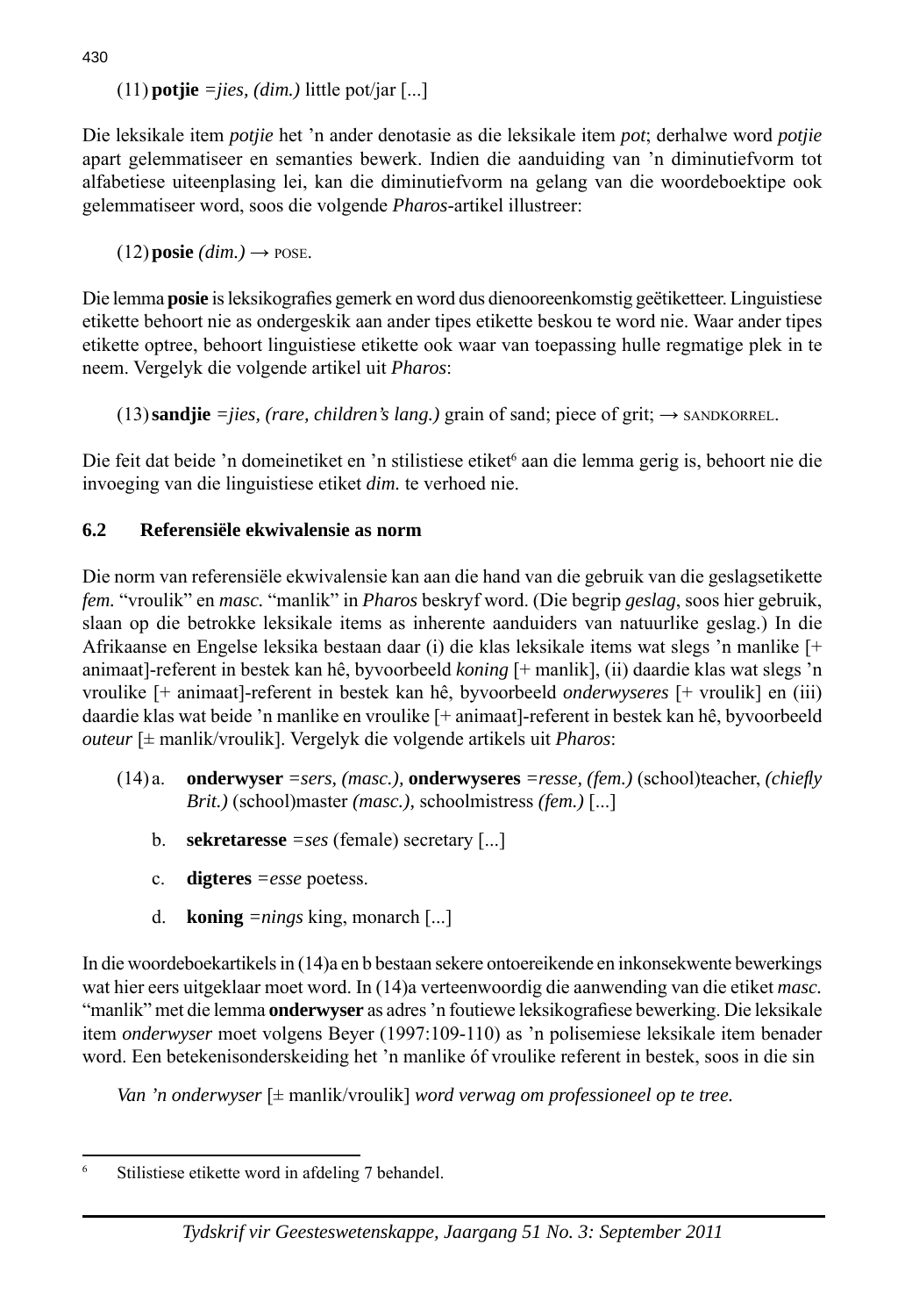(11) **potjie** *=jies, (dim.)* little pot/jar [...]

Die leksikale item *potjie* het 'n ander denotasie as die leksikale item *pot*; derhalwe word *potjie* apart gelemmatiseer en semanties bewerk. Indien die aanduiding van 'n diminutiefvorm tot alfabetiese uiteenplasing lei, kan die diminutiefvorm na gelang van die woordeboektipe ook gelemmatiseer word, soos die volgende *Pharos*-artikel illustreer:

(12) **posie** *(dim.)* → POSE.

Die lemma **posie** is leksikografies gemerk en word dus dienooreenkomstig geëtiketteer. Linguistiese etikette behoort nie as ondergeskik aan ander tipes etikette beskou te word nie. Waar ander tipes etikette optree, behoort linguistiese etikette ook waar van toepassing hulle regmatige plek in te neem. Vergelyk die volgende artikel uit *Pharos*:

(13) **sandjie** *=jies, (rare, children's lang.)* grain of sand; piece of grit; → SANDKORREL.

Die feit dat beide 'n domeinetiket en 'n stilistiese etiket[6] aan die lemma gerig is, behoort nie die invoeging van die linguistiese etiket *dim.* te verhoed nie.

### 6.2 Referensiële ekwivalensie as norm

Die norm van referensiële ekwivalensie kan aan die hand van die gebruik van die geslagsetikette *fem.* "vroulik" en *masc.* "manlik" in *Pharos* beskryf word. (Die begrip *geslag*, soos hier gebruik, slaan op die betrokke leksikale items as inherente aanduiders van natuurlike geslag.) In die Afrikaanse en Engelse leksika bestaan daar (i) die klas leksikale items wat slegs 'n manlike [+ animaat]-referent in bestek kan hê, byvoorbeeld *koning* [+ manlik], (ii) daardie klas wat slegs 'n vroulike [+ animaat]-referent in bestek kan hê, byvoorbeeld *onderwyseres* [+ vroulik] en (iii) daardie klas wat beide 'n manlike en vroulike [+ animaat]-referent in bestek kan hê, byvoorbeeld *outeur* [± manlik/vroulik]. Vergelyk die volgende artikels uit *Pharos*:

(14) a. **onderwyser** *=sers, (masc.),* **onderwyseres** *=resse, (fem.)* (school)teacher, *(chiefly Brit.)* (school)master *(masc.),* schoolmistress *(fem.)* [...]

b. **sekretaresse** *=ses* (female) secretary [...]

c. **digteres** *=esse* poetess.

d. **koning** *=nings* king, monarch [...]

In die woordeboekartikels in (14)a en b bestaan sekere ontoereikende en inkonsekwente bewerkings wat hier eers uitgeklaar moet word. In (14)a verteenwoordig die aanwending van die etiket *masc.* "manlik" met die lemma **onderwyser** as adres 'n foutiewe leksikografiese bewerking. Die leksikale item *onderwyser* moet volgens Beyer (1997:109-110) as 'n polisemiese leksikale item benader word. Een betekenisonderskeiding het 'n manlike óf vroulike referent in bestek, soos in die sin

*Van 'n onderwyser* [± manlik/vroulik] *word verwag om professioneel op te tree.*

---

[6] Stilistiese etikette word in afdeling 7 behandel.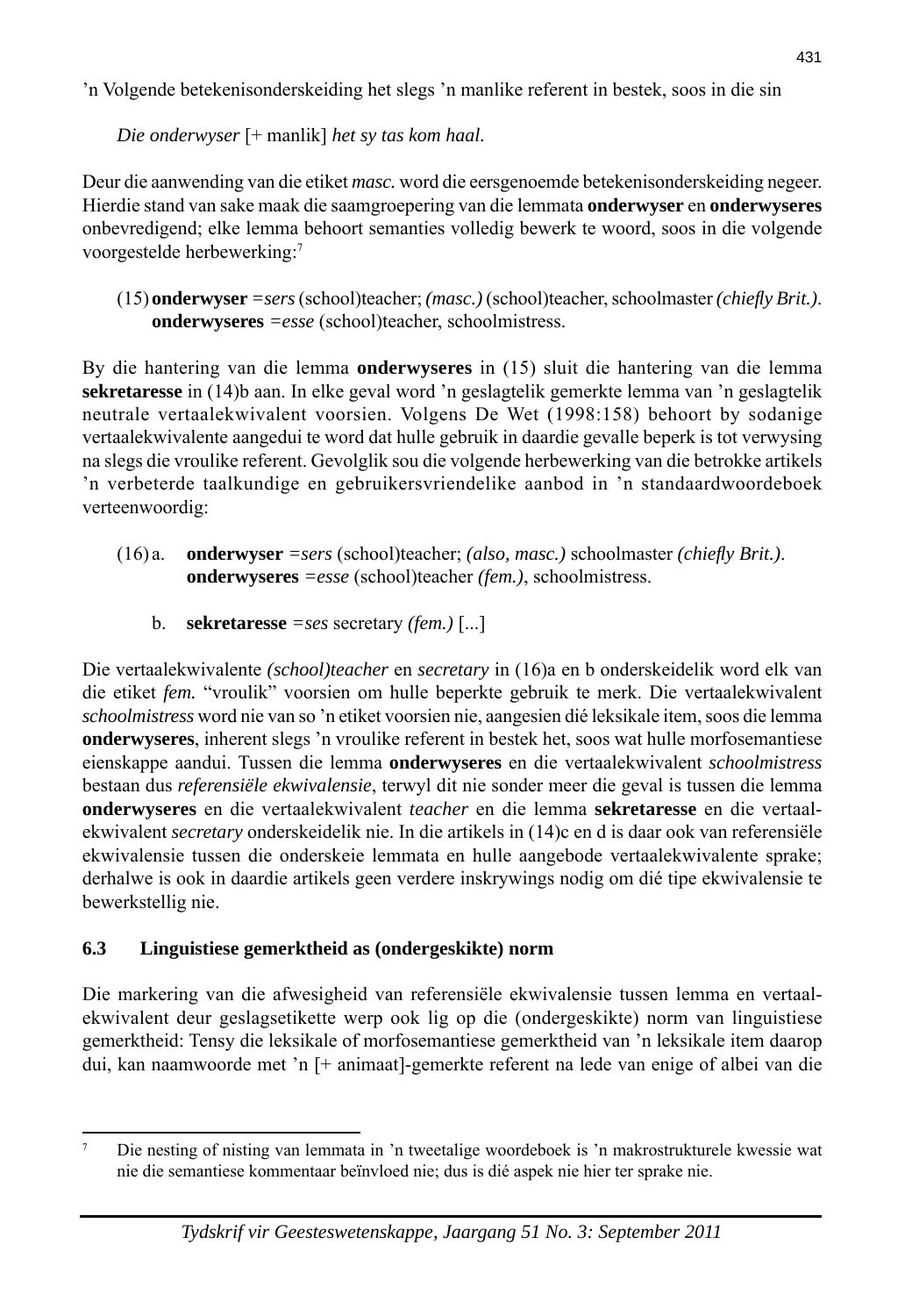’n Volgende betekenisonderskeiding het slegs ’n manlike referent in bestek, soos in die sin

*Die onderwyser* [+ manlik] *het sy tas kom haal.*

Deur die aanwending van die etiket *masc.* word die eersgenoemde betekenisonderskeiding negeer. Hierdie stand van sake maak die saamgroepering van die lemmata **onderwyser** en **onderwyseres** onbevredigend; elke lemma behoort semanties volledig bewerk te word, soos in die volgende voorgestelde herbewerking:[7]

(15) **onderwyser** =*sers* (school)teacher; *(masc.)* (school)teacher, schoolmaster *(chiefly Brit.)*.
**onderwyseres** =*esse* (school)teacher, schoolmistress.

By die hantering van die lemma **onderwyseres** in (15) sluit die hantering van die lemma **sekretaresse** in (14)b aan. In elke geval word ’n geslagtelik gemerkte lemma van ’n geslagtelik neutrale vertaalekwivalent voorsien. Volgens De Wet (1998:158) behoort by sodanige vertaalekwivalente aangedui te word dat hulle gebruik in daardie gevalle beperk is tot verwysing na slegs die vroulike referent. Gevolglik sou die volgende herbewerking van die betrokke artikels ’n verbeterde taalkundige en gebruikersvriendelike aanbod in ’n standaardwoordeboek verteenwoordig:

(16) a. **onderwyser** =*sers* (school)teacher; *(also, masc.)* schoolmaster *(chiefly Brit.)*.
**onderwyseres** =*esse* (school)teacher *(fem.)*, schoolmistress.

b. **sekretaresse** =*ses* secretary *(fem.)* [...]

Die vertaalekwivalente *(school)teacher* en *secretary* in (16)a en b onderskeidelik word elk van die etiket *fem.* “vroulik” voorsien om hulle beperkte gebruik te merk. Die vertaalekwivalent *schoolmistress* word nie van so ’n etiket voorsien nie, aangesien dié leksikale item, soos die lemma **onderwyseres**, inherent slegs ’n vroulike referent in bestek het, soos wat hulle morfosemantiese eienskappe aandui. Tussen die lemma **onderwyseres** en die vertaalekwivalent *schoolmistress* bestaan dus *referensiële ekwivalensie*, terwyl dit nie sonder meer die geval is tussen die lemma **onderwyseres** en die vertaalekwivalent *teacher* en die lemma **sekretaresse** en die vertaalekwivalent *secretary* onderskeidelik nie. In die artikels in (14)c en d is daar ook van referensiële ekwivalensie tussen die onderskeie lemmata en hulle aangebode vertaalekwivalente sprake; derhalwe is ook in daardie artikels geen verdere inskrywings nodig om dié tipe ekwivalensie te bewerkstellig nie.

### 6.3 Linguistiese gemerktheid as (ondergeskikte) norm

Die markering van die afwesigheid van referensiële ekwivalensie tussen lemma en vertaalekwivalent deur geslagsetikette werp ook lig op die (ondergeskikte) norm van linguistiese gemerktheid: Tensy die leksikale of morfosemantiese gemerktheid van ’n leksikale item daarop dui, kan naamwoorde met ’n [+ animaat]-gemerkte referent na lede van enige of albei van die

---

[7] Die nesting of nisting van lemmata in ’n tweetalige woordeboek is ’n makrostrukturele kwessie wat nie die semantiese kommentaar beïnvloed nie; dus is dié aspek nie hier ter sprake nie.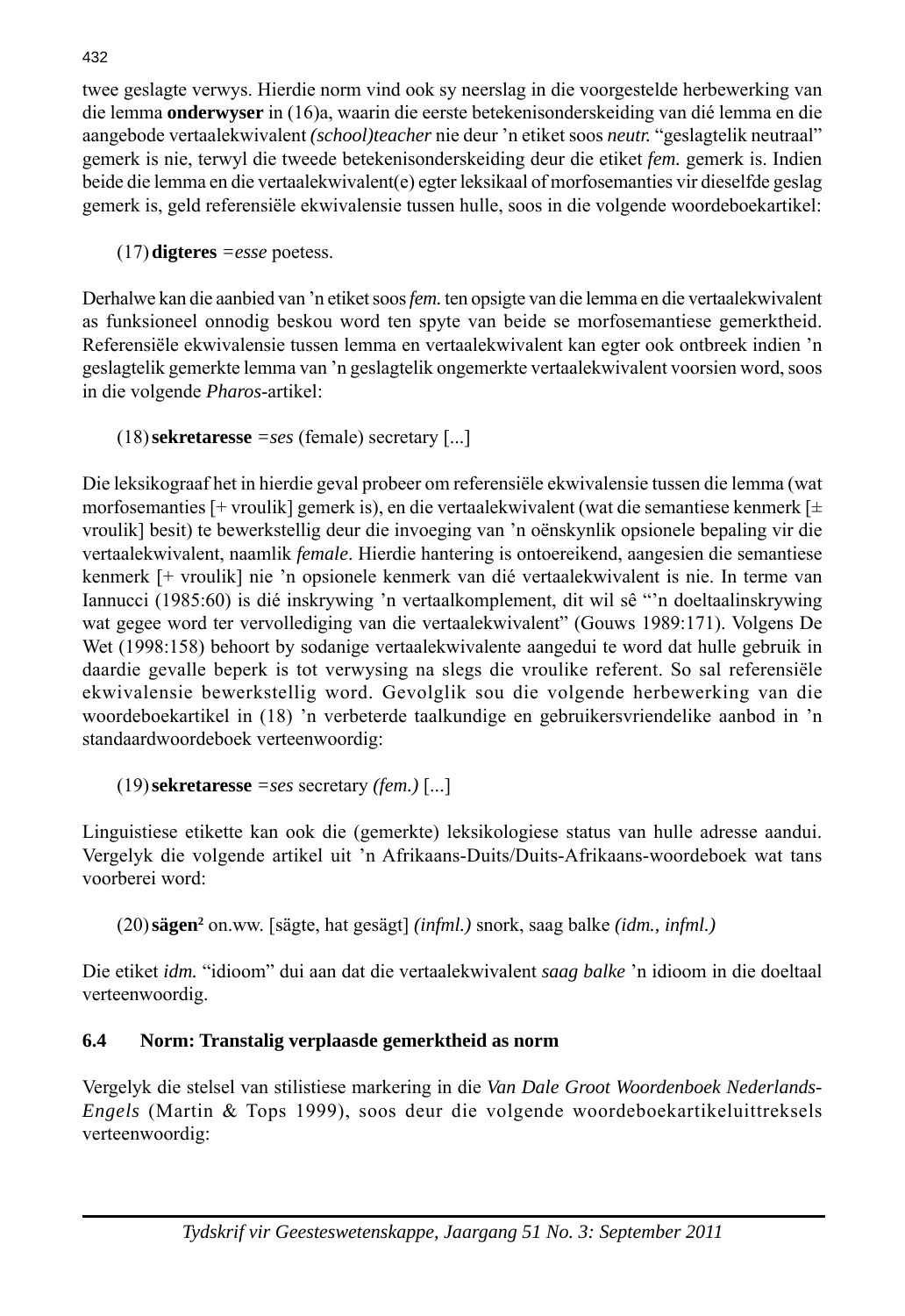twee geslagte verwys. Hierdie norm vind ook sy neerslag in die voorgestelde herbewerking van die lemma **onderwyser** in (16)a, waarin die eerste betekenisonderskeiding van dié lemma en die aangebode vertaalekwivalent *(school)teacher* nie deur 'n etiket soos *neutr.* "geslagtelik neutraal" gemerk is nie, terwyl die tweede betekenisonderskeiding deur die etiket *fem.* gemerk is. Indien beide die lemma en die vertaalekwivalent(e) egter leksikaal of morfosemanties vir dieselfde geslag gemerk is, geld referensiële ekwivalensie tussen hulle, soos in die volgende woordeboekartikel:

(17) **digteres** =*esse* poetess.

Derhalwe kan die aanbied van 'n etiket soos *fem.* ten opsigte van die lemma en die vertaalekwivalent as funksioneel onnodig beskou word ten spyte van beide se morfosemantiese gemerktheid. Referensiële ekwivalensie tussen lemma en vertaalekwivalent kan egter ook ontbreek indien 'n geslagtelik gemerkte lemma van 'n geslagtelik ongemerkte vertaalekwivalent voorsien word, soos in die volgende *Pharos*-artikel:

(18) **sekretaresse** =*ses* (female) secretary [...]

Die leksikograaf het in hierdie geval probeer om referensiële ekwivalensie tussen die lemma (wat morfosemanties [+ vroulik] gemerk is), en die vertaalekwivalent (wat die semantiese kenmerk [± vroulik] besit) te bewerkstellig deur die invoeging van 'n oënskynlik opsionele bepaling vir die vertaalekwivalent, naamlik *female*. Hierdie hantering is ontoereikend, aangesien die semantiese kenmerk [+ vroulik] nie 'n opsionele kenmerk van dié vertaalekwivalent is nie. In terme van Iannucci (1985:60) is dié inskrywing 'n vertaalkomplement, dit wil sê "'n doeltaalinskrywing wat gegee word ter vervollediging van die vertaalekwivalent" (Gouws 1989:171). Volgens De Wet (1998:158) behoort by sodanige vertaalekwivalente aangedui te word dat hulle gebruik in daardie gevalle beperk is tot verwysing na slegs die vroulike referent. So sal referensiële ekwivalensie bewerkstellig word. Gevolglik sou die volgende herbewerking van die woordeboekartikel in (18) 'n verbeterde taalkundige en gebruikersvriendelike aanbod in 'n standaardwoordeboek verteenwoordig:

(19) **sekretaresse** =*ses* secretary *(fem.)* [...]

Linguistiese etikette kan ook die (gemerkte) leksikologiese status van hulle adresse aandui. Vergelyk die volgende artikel uit 'n Afrikaans-Duits/Duits-Afrikaans-woordeboek wat tans voorberei word:

(20) **sägen²** on.ww. [sägte, hat gesägt] *(infml.)* snork, saag balke *(idm., infml.)*

Die etiket *idm.* "idioom" dui aan dat die vertaalekwivalent *saag balke* 'n idioom in die doeltaal verteenwoordig.

### 6.4 Norm: Transtalig verplaasde gemerktheid as norm

Vergelyk die stelsel van stilistiese markering in die *Van Dale Groot Woordenboek Nederlands-Engels* (Martin & Tops 1999), soos deur die volgende woordeboekartikeluittreksels verteenwoordig: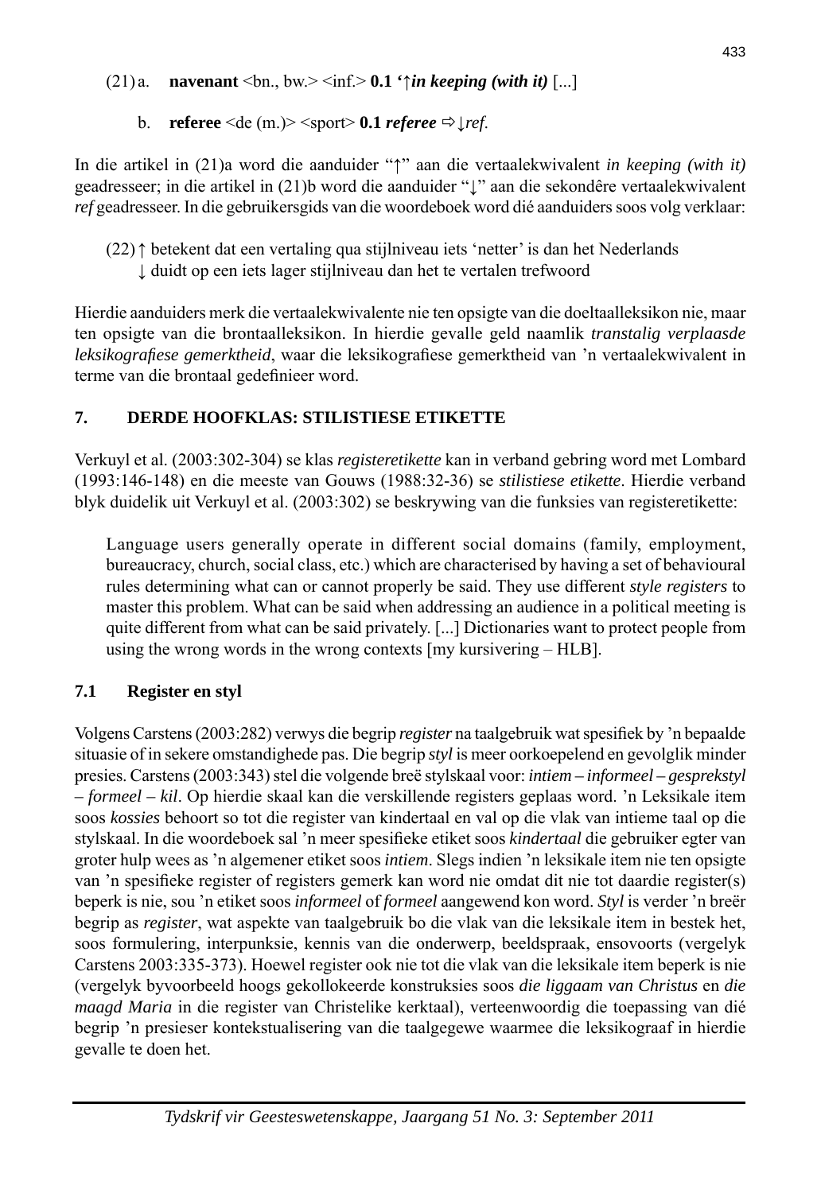(21) a. **navenant** <bn., bw.> <inf.> **0.1 '↑*in keeping (with it)*** [...]

b. **referee** <de (m.)> <sport> **0.1** ***referee*** ⇨↓*ref*.

In die artikel in (21)a word die aanduider "↑" aan die vertaalekwivalent *in keeping (with it)* geadresseer; in die artikel in (21)b word die aanduider "↓" aan die sekondêre vertaalekwivalent *ref* geadresseer. In die gebruikersgids van die woordeboek word dié aanduiders soos volg verklaar:

(22) ↑ betekent dat een vertaling qua stijlniveau iets 'netter' is dan het Nederlands
↓ duidt op een iets lager stijlniveau dan het te vertalen trefwoord

Hierdie aanduiders merk die vertaalekwivalente nie ten opsigte van die doeltaalleksikon nie, maar ten opsigte van die brontaalleksikon. In hierdie gevalle geld naamlik *transtalig verplaasde leksikografiese gemerktheid*, waar die leksikografiese gemerktheid van 'n vertaalekwivalent in terme van die brontaal gedefinieer word.

## 7. DERDE HOOFKLAS: STILISTIESE ETIKETTE

Verkuyl et al. (2003:302-304) se klas *registeretikette* kan in verband gebring word met Lombard (1993:146-148) en die meeste van Gouws (1988:32-36) se *stilistiese etikette*. Hierdie verband blyk duidelik uit Verkuyl et al. (2003:302) se beskrywing van die funksies van registeretikette:

> Language users generally operate in different social domains (family, employment, bureaucracy, church, social class, etc.) which are characterised by having a set of behavioural rules determining what can or cannot properly be said. They use different *style registers* to master this problem. What can be said when addressing an audience in a political meeting is quite different from what can be said privately. [...] Dictionaries want to protect people from using the wrong words in the wrong contexts [my kursivering – HLB].

### 7.1 Register en styl

Volgens Carstens (2003:282) verwys die begrip *register* na taalgebruik wat spesifiek by 'n bepaalde situasie of in sekere omstandighede pas. Die begrip *styl* is meer oorkoepelend en gevolglik minder presies. Carstens (2003:343) stel die volgende breë stylskaal voor: *intiem – informeel – gesprekstyl – formeel – kil*. Op hierdie skaal kan die verskillende registers geplaas word. 'n Leksikale item soos *kossies* behoort so tot die register van kindertaal en val op die vlak van intieme taal op die stylskaal. In die woordeboek sal 'n meer spesifieke etiket soos *kindertaal* die gebruiker egter van groter hulp wees as 'n algemener etiket soos *intiem*. Slegs indien 'n leksikale item nie ten opsigte van 'n spesifieke register of registers gemerk kan word nie omdat dit nie tot daardie register(s) beperk is nie, sou 'n etiket soos *informeel* of *formeel* aangewend kon word. *Styl* is verder 'n breër begrip as *register*, wat aspekte van taalgebruik bo die vlak van die leksikale item in bestek het, soos formulering, interpunksie, kennis van die onderwerp, beeldspraak, ensovoorts (vergelyk Carstens 2003:335-373). Hoewel register ook nie tot die vlak van die leksikale item beperk is nie (vergelyk byvoorbeeld hoogs gekollokeerde konstruksies soos *die liggaam van Christus* en *die maagd Maria* in die register van Christelike kerktaal), verteenwoordig die toepassing van dié begrip 'n presieser kontekstualisering van die taalgegewe waarmee die leksikograaf in hierdie gevalle te doen het.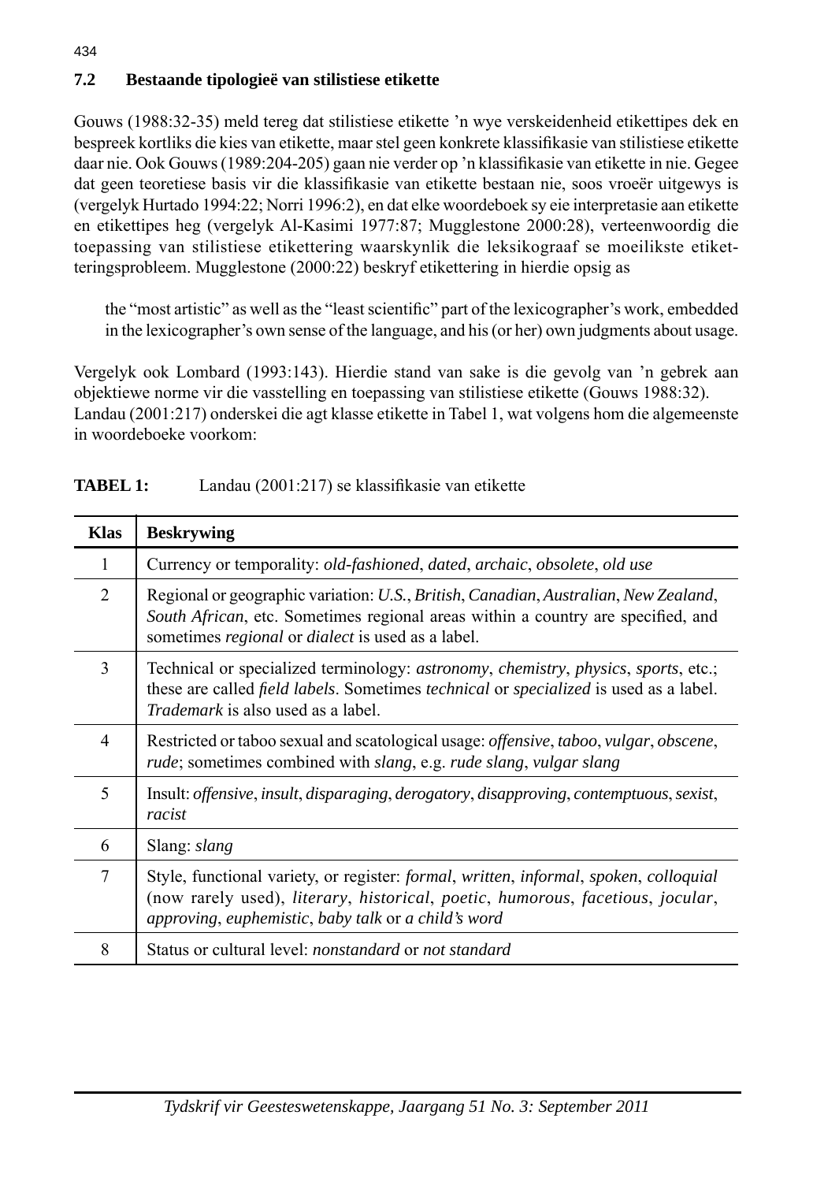### 7.2 Bestaande tipologieë van stilistiese etikette

Gouws (1988:32-35) meld tereg dat stilistiese etikette 'n wye verskeidenheid etikettipes dek en bespreek kortliks die kies van etikette, maar stel geen konkrete klassifikasie van stilistiese etikette daar nie. Ook Gouws (1989:204-205) gaan nie verder op 'n klassifikasie van etikette in nie. Gegee dat geen teoretiese basis vir die klassifikasie van etikette bestaan nie, soos vroeër uitgewys is (vergelyk Hurtado 1994:22; Norri 1996:2), en dat elke woordeboek sy eie interpretasie aan etikette en etikettipes heg (vergelyk Al-Kasimi 1977:87; Mugglestone 2000:28), verteenwoordig die toepassing van stilistiese etikettering waarskynlik die leksikograaf se moeilikste etiketteringsprobleem. Mugglestone (2000:22) beskryf etikettering in hierdie opsig as

> the "most artistic" as well as the "least scientific" part of the lexicographer's work, embedded in the lexicographer's own sense of the language, and his (or her) own judgments about usage.

Vergelyk ook Lombard (1993:143). Hierdie stand van sake is die gevolg van 'n gebrek aan objektiewe norme vir die vasstelling en toepassing van stilistiese etikette (Gouws 1988:32). Landau (2001:217) onderskei die agt klasse etikette in Tabel 1, wat volgens hom die algemeenste in woordeboeke voorkom:

**TABEL 1:** Landau (2001:217) se klassifikasie van etikette

| Klas | Beskrywing |
|---|---|
| 1 | Currency or temporality: *old-fashioned*, *dated*, *archaic*, *obsolete*, *old use* |
| 2 | Regional or geographic variation: *U.S.*, *British*, *Canadian*, *Australian*, *New Zealand*, *South African*, etc. Sometimes regional areas within a country are specified, and sometimes *regional* or *dialect* is used as a label. |
| 3 | Technical or specialized terminology: *astronomy*, *chemistry*, *physics*, *sports*, etc.; these are called *field labels*. Sometimes *technical* or *specialized* is used as a label. *Trademark* is also used as a label. |
| 4 | Restricted or taboo sexual and scatological usage: *offensive*, *taboo*, *vulgar*, *obscene*, *rude*; sometimes combined with *slang*, e.g. *rude slang*, *vulgar slang* |
| 5 | Insult: *offensive*, *insult*, *disparaging*, *derogatory*, *disapproving*, *contemptuous*, *sexist*, *racist* |
| 6 | Slang: *slang* |
| 7 | Style, functional variety, or register: *formal*, *written*, *informal*, *spoken*, *colloquial* (now rarely used), *literary*, *historical*, *poetic*, *humorous*, *facetious*, *jocular*, *approving*, *euphemistic*, *baby talk* or *a child's word* |
| 8 | Status or cultural level: *nonstandard* or *not standard* |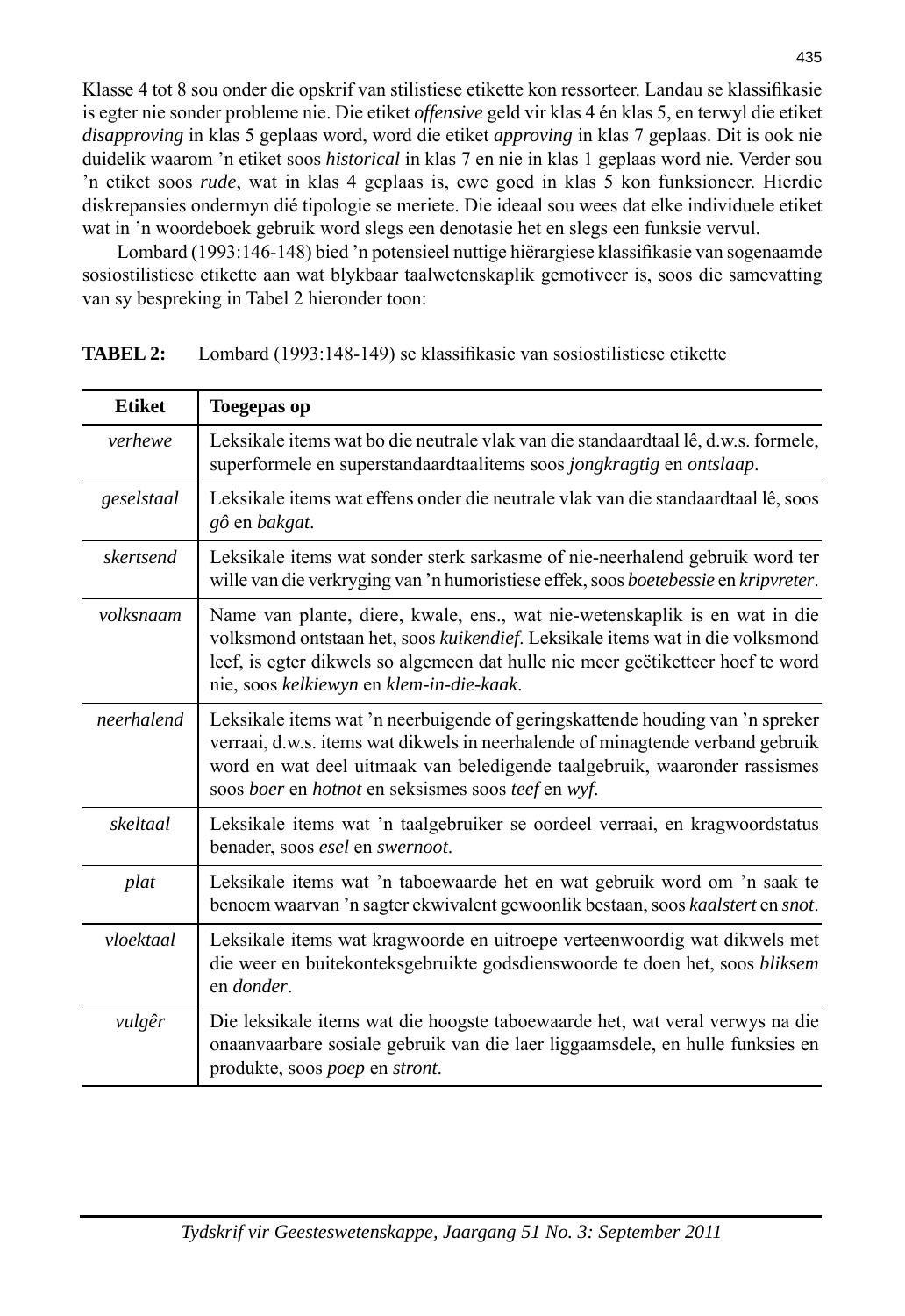Klasse 4 tot 8 sou onder die opskrif van stilistiese etikette kon ressorteer. Landau se klassifikasie is egter nie sonder probleme nie. Die etiket *offensive* geld vir klas 4 én klas 5, en terwyl die etiket *disapproving* in klas 5 geplaas word, word die etiket *approving* in klas 7 geplaas. Dit is ook nie duidelik waarom 'n etiket soos *historical* in klas 7 en nie in klas 1 geplaas word nie. Verder sou 'n etiket soos *rude*, wat in klas 4 geplaas is, ewe goed in klas 5 kon funksioneer. Hierdie diskrepansies ondermyn dié tipologie se meriete. Die ideaal sou wees dat elke individuele etiket wat in 'n woordeboek gebruik word slegs een denotasie het en slegs een funksie vervul.

Lombard (1993:146-148) bied 'n potensieel nuttige hiërargiese klassifikasie van sogenaamde sosiostilistiese etikette aan wat blykbaar taalwetenskaplik gemotiveer is, soos die samevatting van sy bespreking in Tabel 2 hieronder toon:

**TABEL 2:** Lombard (1993:148-149) se klassifikasie van sosiostilistiese etikette

| Etiket | Toegepas op |
|---|---|
| *verhewe* | Leksikale items wat bo die neutrale vlak van die standaardtaal lê, d.w.s. formele, superformele en superstandaardtaalitems soos *jongkragtig* en *ontslaap*. |
| *geselstaal* | Leksikale items wat effens onder die neutrale vlak van die standaardtaal lê, soos *gô* en *bakgat*. |
| *skertsend* | Leksikale items wat sonder sterk sarkasme of nie-neerhalend gebruik word ter wille van die verkryging van 'n humoristiese effek, soos *boetebessie* en *kripvreter*. |
| *volksnaam* | Name van plante, diere, kwale, ens., wat nie-wetenskaplik is en wat in die volksmond ontstaan het, soos *kuikendief*. Leksikale items wat in die volksmond leef, is egter dikwels so algemeen dat hulle nie meer geëtiketteer hoef te word nie, soos *kelkiewyn* en *klem-in-die-kaak*. |
| *neerhalend* | Leksikale items wat 'n neerbuigende of geringskattende houding van 'n spreker verraai, d.w.s. items wat dikwels in neerhalende of minagtende verband gebruik word en wat deel uitmaak van beledigende taalgebruik, waaronder rassismes soos *boer* en *hotnot* en seksismes soos *teef* en *wyf*. |
| *skeltaal* | Leksikale items wat 'n taalgebruiker se oordeel verraai, en kragwoordstatus benader, soos *esel* en *swernoot*. |
| *plat* | Leksikale items wat 'n taboewaarde het en wat gebruik word om 'n saak te benoem waarvan 'n sagter ekwivalent gewoonlik bestaan, soos *kaalstert* en *snot*. |
| *vloektaal* | Leksikale items wat kragwoorde en uitroepe verteenwoordig wat dikwels met die weer en buitekonteksgebruikte godsdienswoorde te doen het, soos *bliksem* en *donder*. |
| *vulgêr* | Die leksikale items wat die hoogste taboewaarde het, wat veral verwys na die onaanvaarbare sosiale gebruik van die laer liggaamsdele, en hulle funksies en produkte, soos *poep* en *stront*. |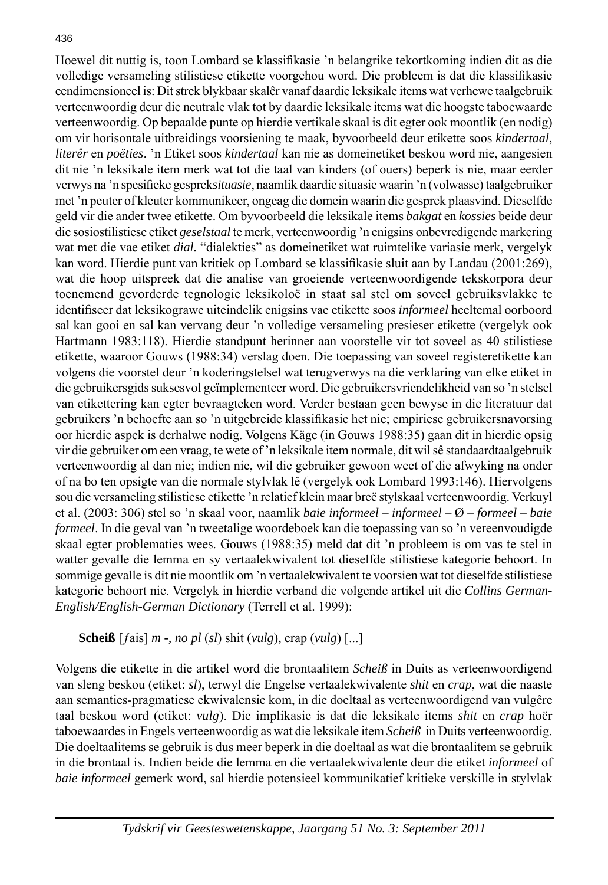Hoewel dit nuttig is, toon Lombard se klassifikasie 'n belangrike tekortkoming indien dit as die volledige versameling stilistiese etikette voorgehou word. Die probleem is dat die klassifikasie eendimensioneel is: Dit strek blykbaar skalêr vanaf daardie leksikale items wat verhewe taalgebruik verteenwoordig deur die neutrale vlak tot by daardie leksikale items wat die hoogste taboewaarde verteenwoordig. Op bepaalde punte op hierdie vertikale skaal is dit egter ook moontlik (en nodig) om vir horisontale uitbreidings voorsiening te maak, byvoorbeeld deur etikette soos *kindertaal*, *literêr* en *poëties*. 'n Etiket soos *kindertaal* kan nie as domeinetiket beskou word nie, aangesien dit nie 'n leksikale item merk wat tot die taal van kinders (of ouers) beperk is nie, maar eerder verwys na 'n spesifieke gesprek*situasie*, naamlik daardie situasie waarin 'n (volwasse) taalgebruiker met 'n peuter of kleuter kommunikeer, ongeag die domein waarin die gesprek plaasvind. Dieselfde geld vir die ander twee etikette. Om byvoorbeeld die leksikale items *bakgat* en *kossies* beide deur die sosiostilistiese etiket *geselstaal* te merk, verteenwoordig 'n enigsins onbevredigende markering wat met die vae etiket *dial.* "dialekties" as domeinetiket wat ruimtelike variasie merk, vergelyk kan word. Hierdie punt van kritiek op Lombard se klassifikasie sluit aan by Landau (2001:269), wat die hoop uitspreek dat die analise van groeiende verteenwoordigende tekskorpora deur toenemend gevorderde tegnologie leksikoloë in staat sal stel om soveel gebruiksvlakke te identifiseer dat leksikograwe uiteindelik enigsins vae etikette soos *informeel* heeltemal oorboord sal kan gooi en sal kan vervang deur 'n volledige versameling presieser etikette (vergelyk ook Hartmann 1983:118). Hierdie standpunt herinner aan voorstelle vir tot soveel as 40 stilistiese etikette, waaroor Gouws (1988:34) verslag doen. Die toepassing van soveel registeretikette kan volgens die voorstel deur 'n koderingstelsel wat terugverwys na die verklaring van elke etiket in die gebruikersgids suksesvol geïmplementeer word. Die gebruikersvriendelikheid van so 'n stelsel van etikettering kan egter bevraagteken word. Verder bestaan geen bewyse in die literatuur dat gebruikers 'n behoefte aan so 'n uitgebreide klassifikasie het nie; empiriese gebruikersnavorsing oor hierdie aspek is derhalwe nodig. Volgens Käge (in Gouws 1988:35) gaan dit in hierdie opsig vir die gebruiker om een vraag, te wete of 'n leksikale item normale, dit wil sê standaardtaalgebruik verteenwoordig al dan nie; indien nie, wil die gebruiker gewoon weet of die afwyking na onder of na bo ten opsigte van die normale stylvlak lê (vergelyk ook Lombard 1993:146). Hiervolgens sou die versameling stilistiese etikette 'n relatief klein maar breë stylskaal verteenwoordig. Verkuyl et al. (2003: 306) stel so 'n skaal voor, naamlik *baie informeel – informeel – Ø – formeel – baie formeel*. In die geval van 'n tweetalige woordeboek kan die toepassing van so 'n vereenvoudigde skaal egter problematies wees. Gouws (1988:35) meld dat dit 'n probleem is om vas te stel in watter gevalle die lemma en sy vertaalekwivalent tot dieselfde stilistiese kategorie behoort. In sommige gevalle is dit nie moontlik om 'n vertaalekwivalent te voorsien wat tot dieselfde stilistiese kategorie behoort nie. Vergelyk in hierdie verband die volgende artikel uit die *Collins German-English/English-German Dictionary* (Terrell et al. 1999):

> **Scheiß** [ʃais] *m -, no pl* (*sl*) shit (*vulg*), crap (*vulg*) [...]

Volgens die etikette in die artikel word die brontaalitem *Scheiß* in Duits as verteenwoordigend van sleng beskou (etiket: *sl*), terwyl die Engelse vertaalekwivalente *shit* en *crap*, wat die naaste aan semanties-pragmatiese ekwivalensie kom, in die doeltaal as verteenwoordigend van vulgêre taal beskou word (etiket: *vulg*). Die implikasie is dat die leksikale items *shit* en *crap* hoër taboewaardes in Engels verteenwoordig as wat die leksikale item *Scheiß* in Duits verteenwoordig. Die doeltaalitems se gebruik is dus meer beperk in die doeltaal as wat die brontaalitem se gebruik in die brontaal is. Indien beide die lemma en die vertaalekwivalente deur die etiket *informeel* of *baie informeel* gemerk word, sal hierdie potensieel kommunikatief kritieke verskille in stylvlak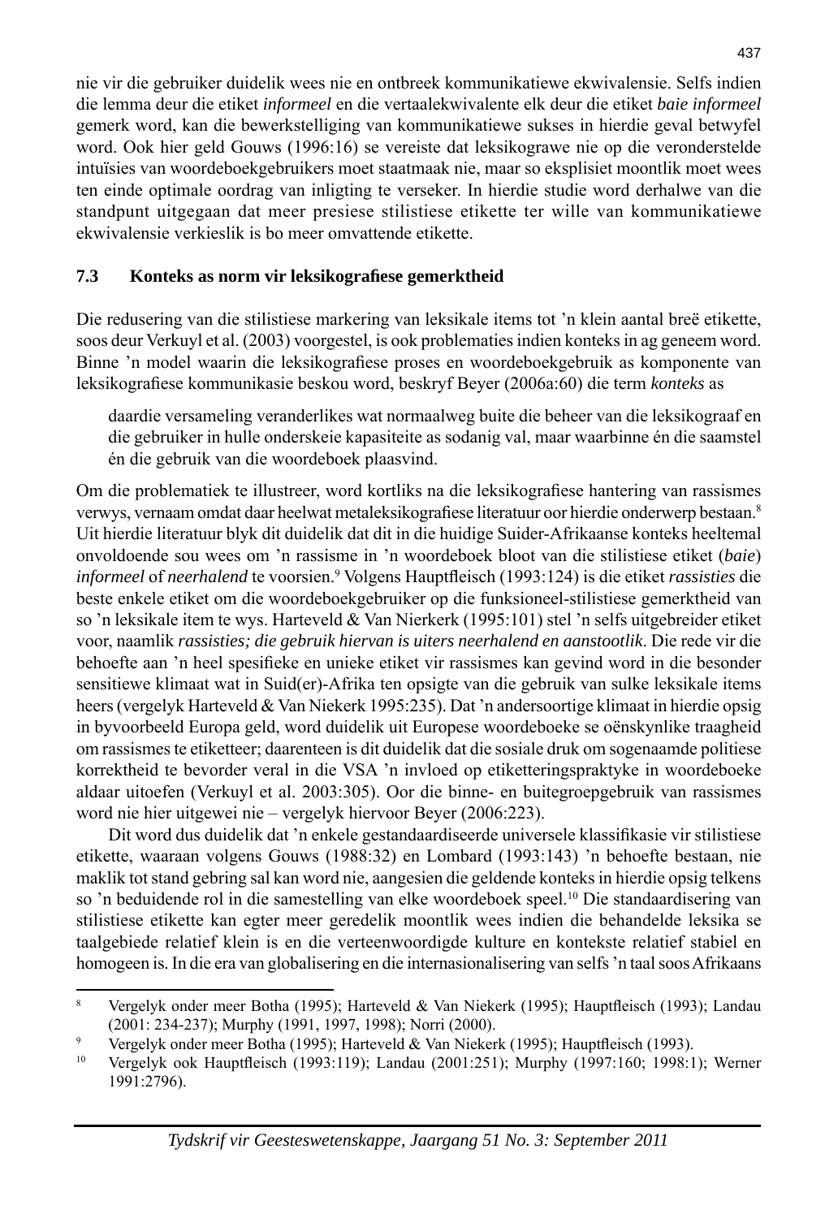nie vir die gebruiker duidelik wees nie en ontbreek kommunikatiewe ekwivalensie. Selfs indien die lemma deur die etiket *informeel* en die vertaalekwivalente elk deur die etiket *baie informeel* gemerk word, kan die bewerkstelliging van kommunikatiewe sukses in hierdie geval betwyfel word. Ook hier geld Gouws (1996:16) se vereiste dat leksikograwe nie op die veronderstelde intuïsies van woordeboekgebruikers moet staatmaak nie, maar so eksplisiet moontlik moet wees ten einde optimale oordrag van inligting te verseker. In hierdie studie word derhalwe van die standpunt uitgegaan dat meer presiese stilistiese etikette ter wille van kommunikatiewe ekwivalensie verkieslik is bo meer omvattende etikette.

### 7.3 Konteks as norm vir leksikografiese gemerktheid

Die redusering van die stilistiese markering van leksikale items tot 'n klein aantal breë etikette, soos deur Verkuyl et al. (2003) voorgestel, is ook problematies indien konteks in ag geneem word. Binne 'n model waarin die leksikografiese proses en woordeboekgebruik as komponente van leksikografiese kommunikasie beskou word, beskryf Beyer (2006a:60) die term *konteks* as

> daardie versameling veranderlikes wat normaalweg buite die beheer van die leksikograaf en die gebruiker in hulle onderskeie kapasiteite as sodanig val, maar waarbinne én die saamstel én die gebruik van die woordeboek plaasvind.

Om die problematiek te illustreer, word kortliks na die leksikografiese hantering van rassismes verwys, vernaam omdat daar heelwat metaleksikografiese literatuur oor hierdie onderwerp bestaan.[8] Uit hierdie literatuur blyk dit duidelik dat dit in die huidige Suider-Afrikaanse konteks heeltemal onvoldoende sou wees om 'n rassisme in 'n woordeboek bloot van die stilistiese etiket (*baie*) *informeel* of *neerhalend* te voorsien.[9] Volgens Hauptfleisch (1993:124) is die etiket *rassisties* die beste enkele etiket om die woordeboekgebruiker op die funksioneel-stilistiese gemerktheid van so 'n leksikale item te wys. Harteveld & Van Nierkerk (1995:101) stel 'n selfs uitgebreider etiket voor, naamlik *rassisties; die gebruik hiervan is uiters neerhalend en aanstootlik*. Die rede vir die behoefte aan 'n heel spesifieke en unieke etiket vir rassismes kan gevind word in die besonder sensitiewe klimaat wat in Suid(er)-Afrika ten opsigte van die gebruik van sulke leksikale items heers (vergelyk Harteveld & Van Niekerk 1995:235). Dat 'n andersoortige klimaat in hierdie opsig in byvoorbeeld Europa geld, word duidelik uit Europese woordeboeke se oënskynlike traagheid om rassismes te etiketteer; daarenteen is dit duidelik dat die sosiale druk om sogenaamde politiese korrektheid te bevorder veral in die VSA 'n invloed op etiketteringspraktyke in woordeboeke aldaar uitoefen (Verkuyl et al. 2003:305). Oor die binne- en buitegroepgebruik van rassismes word nie hier uitgewei nie – vergelyk hiervoor Beyer (2006:223).

Dit word dus duidelik dat 'n enkele gestandaardiseerde universele klassifikasie vir stilistiese etikette, waaraan volgens Gouws (1988:32) en Lombard (1993:143) 'n behoefte bestaan, nie maklik tot stand gebring sal kan word nie, aangesien die geldende konteks in hierdie opsig telkens so 'n beduidende rol in die samestelling van elke woordeboek speel.[10] Die standaardisering van stilistiese etikette kan egter meer geredelik moontlik wees indien die behandelde leksika se taalgebiede relatief klein is en die verteenwoordigde kulture en kontekste relatief stabiel en homogeen is. In die era van globalisering en die internasionalisering van selfs 'n taal soos Afrikaans

---

[8] Vergelyk onder meer Botha (1995); Harteveld & Van Niekerk (1995); Hauptfleisch (1993); Landau (2001: 234-237); Murphy (1991, 1997, 1998); Norri (2000).

[9] Vergelyk onder meer Botha (1995); Harteveld & Van Niekerk (1995); Hauptfleisch (1993).

[10] Vergelyk ook Hauptfleisch (1993:119); Landau (2001:251); Murphy (1997:160; 1998:1); Werner 1991:2796).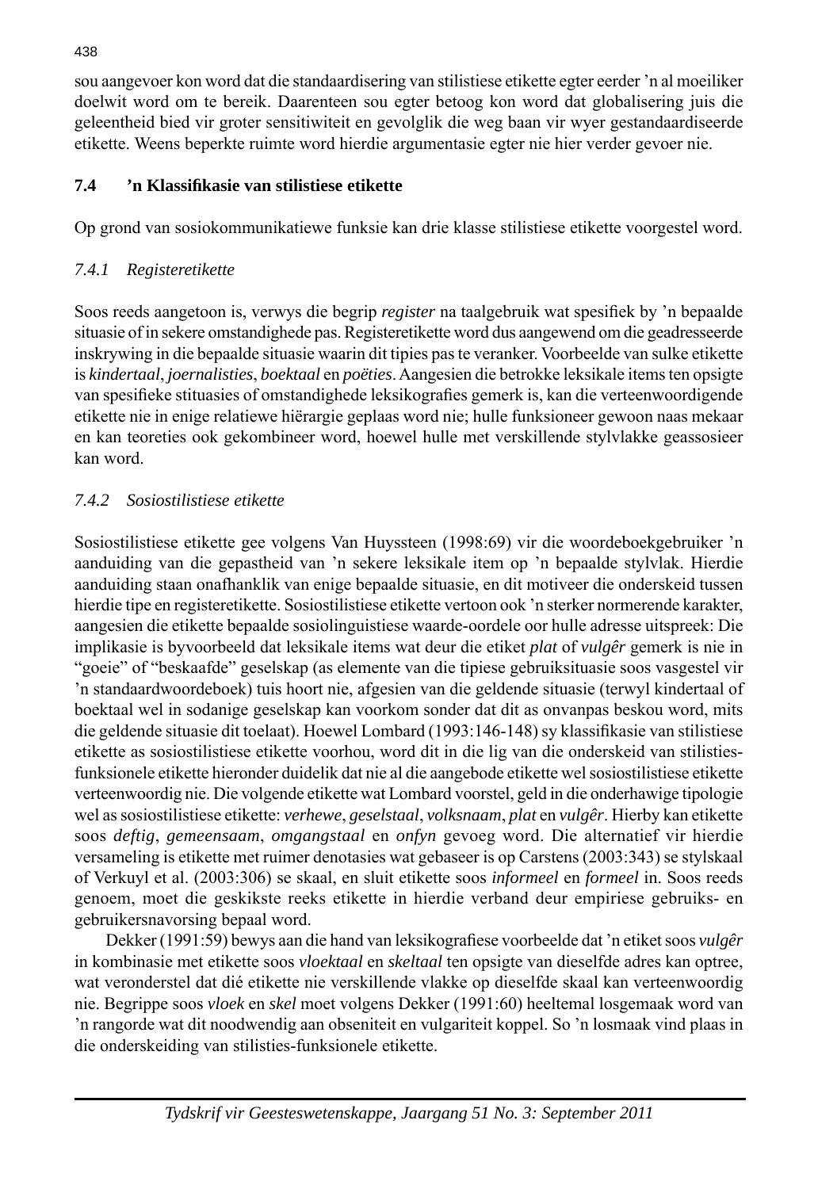sou aangevoer kon word dat die standaardisering van stilistiese etikette egter eerder 'n al moeiliker doelwit word om te bereik. Daarenteen sou egter betoog kon word dat globalisering juis die geleentheid bied vir groter sensitiwiteit en gevolglik die weg baan vir wyer gestandaardiseerde etikette. Weens beperkte ruimte word hierdie argumentasie egter nie hier verder gevoer nie.

## 7.4 'n Klassifikasie van stilistiese etikette

Op grond van sosiokommunikatiewe funksie kan drie klasse stilistiese etikette voorgestel word.

### *7.4.1 Registeretikette*

Soos reeds aangetoon is, verwys die begrip *register* na taalgebruik wat spesifiek by 'n bepaalde situasie of in sekere omstandighede pas. Registeretikette word dus aangewend om die geadresseerde inskrywing in die bepaalde situasie waarin dit tipies pas te veranker. Voorbeelde van sulke etikette is *kindertaal*, *joernalisties*, *boektaal* en *poëties*. Aangesien die betrokke leksikale items ten opsigte van spesifieke stituasies of omstandighede leksikografies gemerk is, kan die verteenwoordigende etikette nie in enige relatiewe hiërargie geplaas word nie; hulle funksioneer gewoon naas mekaar en kan teoreties ook gekombineer word, hoewel hulle met verskillende stylvlakke geassosieer kan word.

### *7.4.2 Sosiostilistiese etikette*

Sosiostilistiese etikette gee volgens Van Huyssteen (1998:69) vir die woordeboekgebruiker 'n aanduiding van die gepastheid van 'n sekere leksikale item op 'n bepaalde stylvlak. Hierdie aanduiding staan onafhanklik van enige bepaalde situasie, en dit motiveer die onderskeid tussen hierdie tipe en registeretikette. Sosiostilistiese etikette vertoon ook 'n sterker normerende karakter, aangesien die etikette bepaalde sosiolinguistiese waarde-oordele oor hulle adresse uitspreek: Die implikasie is byvoorbeeld dat leksikale items wat deur die etiket *plat* of *vulgêr* gemerk is nie in "goeie" of "beskaafde" geselskap (as elemente van die tipiese gebruiksituasie soos vasgestel vir 'n standaardwoordeboek) tuis hoort nie, afgesien van die geldende situasie (terwyl kindertaal of boektaal wel in sodanige geselskap kan voorkom sonder dat dit as onvanpas beskou word, mits die geldende situasie dit toelaat). Hoewel Lombard (1993:146-148) sy klassifikasie van stilistiese etikette as sosiostilistiese etikette voorhou, word dit in die lig van die onderskeid van stilisties-funksionele etikette hieronder duidelik dat nie al die aangebode etikette wel sosiostilistiese etikette verteenwoordig nie. Die volgende etikette wat Lombard voorstel, geld in die onderhawige tipologie wel as sosiostilistiese etikette: *verhewe*, *geselstaal*, *volksnaam*, *plat* en *vulgêr*. Hierby kan etikette soos *deftig*, *gemeensaam*, *omgangstaal* en *onfyn* gevoeg word. Die alternatief vir hierdie versameling is etikette met ruimer denotasies wat gebaseer is op Carstens (2003:343) se stylskaal of Verkuyl et al. (2003:306) se skaal, en sluit etikette soos *informeel* en *formeel* in. Soos reeds genoem, moet die geskikste reeks etikette in hierdie verband deur empiriese gebruiks- en gebruikersnavorsing bepaal word.

Dekker (1991:59) bewys aan die hand van leksikografiese voorbeelde dat 'n etiket soos *vulgêr* in kombinasie met etikette soos *vloektaal* en *skeltaal* ten opsigte van dieselfde adres kan optree, wat veronderstel dat dié etikette nie verskillende vlakke op dieselfde skaal kan verteenwoordig nie. Begrippe soos *vloek* en *skel* moet volgens Dekker (1991:60) heeltemal losgemaak word van 'n rangorde wat dit noodwendig aan obseniteit en vulgariteit koppel. So 'n losmaak vind plaas in die onderskeiding van stilisties-funksionele etikette.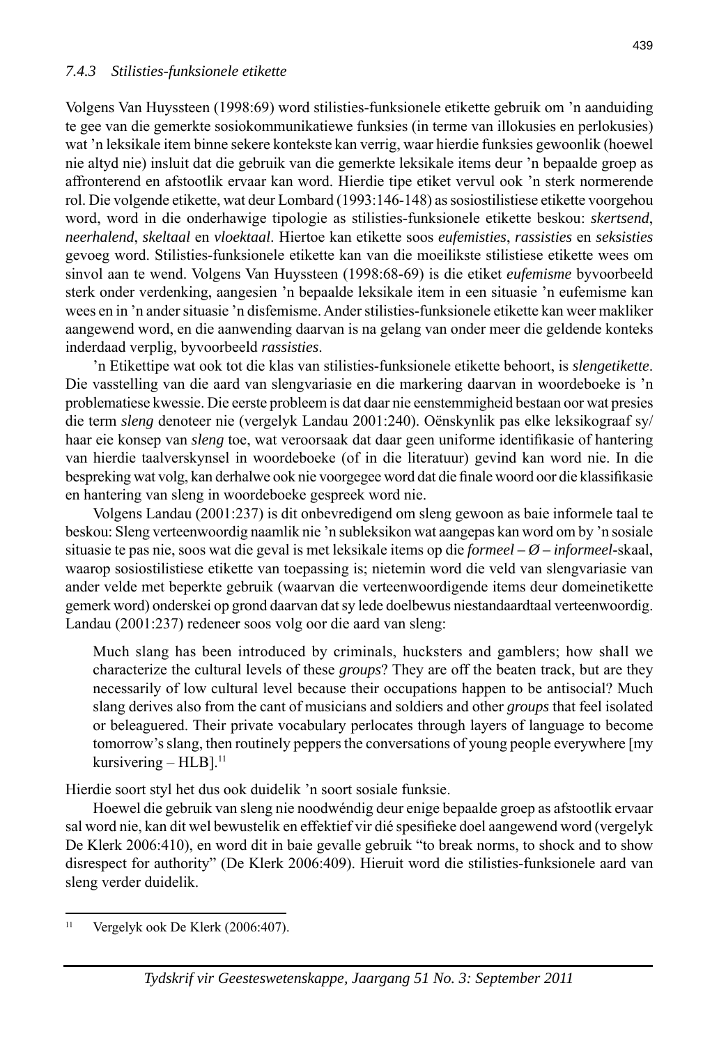### *7.4.3 Stilisties-funksionele etikette*

Volgens Van Huyssteen (1998:69) word stilisties-funksionele etikette gebruik om 'n aanduiding te gee van die gemerkte sosiokommunikatiewe funksies (in terme van illokusies en perlokusies) wat 'n leksikale item binne sekere kontekste kan verrig, waar hierdie funksies gewoonlik (hoewel nie altyd nie) insluit dat die gebruik van die gemerkte leksikale items deur 'n bepaalde groep as affronterend en afstootlik ervaar kan word. Hierdie tipe etiket vervul ook 'n sterk normerende rol. Die volgende etikette, wat deur Lombard (1993:146-148) as sosiostilistiese etikette voorgehou word, word in die onderhawige tipologie as stilisties-funksionele etikette beskou: *skertsend*, *neerhalend*, *skeltaal* en *vloektaal*. Hiertoe kan etikette soos *eufemisties*, *rassisties* en *seksisties* gevoeg word. Stilisties-funksionele etikette kan van die moeilikste stilistiese etikette wees om sinvol aan te wend. Volgens Van Huyssteen (1998:68-69) is die etiket *eufemisme* byvoorbeeld sterk onder verdenking, aangesien 'n bepaalde leksikale item in een situasie 'n eufemisme kan wees en in 'n ander situasie 'n disfemisme. Ander stilisties-funksionele etikette kan weer makliker aangewend word, en die aanwending daarvan is na gelang van onder meer die geldende konteks inderdaad verplig, byvoorbeeld *rassisties*.

'n Etikettipe wat ook tot die klas van stilisties-funksionele etikette behoort, is *slengetikette*. Die vasstelling van die aard van slengvariasie en die markering daarvan in woordeboeke is 'n problematiese kwessie. Die eerste probleem is dat daar nie eenstemmigheid bestaan oor wat presies die term *sleng* denoteer nie (vergelyk Landau 2001:240). Oënskynlik pas elke leksikograaf sy/haar eie konsep van *sleng* toe, wat veroorsaak dat daar geen uniforme identifikasie of hantering van hierdie taalverskynsel in woordeboeke (of in die literatuur) gevind kan word nie. In die bespreking wat volg, kan derhalwe ook nie voorgegee word dat die finale woord oor die klassifikasie en hantering van sleng in woordeboeke gespreek word nie.

Volgens Landau (2001:237) is dit onbevredigend om sleng gewoon as baie informele taal te beskou: Sleng verteenwoordig naamlik nie 'n subleksikon wat aangepas kan word om by 'n sosiale situasie te pas nie, soos wat die geval is met leksikale items op die *formeel – Ø – informeel*-skaal, waarop sosiostilistiese etikette van toepassing is; nietemin word die veld van slengvariasie van ander velde met beperkte gebruik (waarvan die verteenwoordigende items deur domeinetikette gemerk word) onderskei op grond daarvan dat sy lede doelbewus niestandaardtaal verteenwoordig. Landau (2001:237) redeneer soos volg oor die aard van sleng:

> Much slang has been introduced by criminals, hucksters and gamblers; how shall we characterize the cultural levels of these *groups*? They are off the beaten track, but are they necessarily of low cultural level because their occupations happen to be antisocial? Much slang derives also from the cant of musicians and soldiers and other *groups* that feel isolated or beleaguered. Their private vocabulary perlocates through layers of language to become tomorrow's slang, then routinely peppers the conversations of young people everywhere [my kursivering – HLB].[11]

Hierdie soort styl het dus ook duidelik 'n soort sosiale funksie.

Hoewel die gebruik van sleng nie noodwéndig deur enige bepaalde groep as afstootlik ervaar sal word nie, kan dit wel bewustelik en effektief vir dié spesifieke doel aangewend word (vergelyk De Klerk 2006:410), en word dit in baie gevalle gebruik "to break norms, to shock and to show disrespect for authority" (De Klerk 2006:409). Hieruit word die stilisties-funksionele aard van sleng verder duidelik.

---

[11] Vergelyk ook De Klerk (2006:407).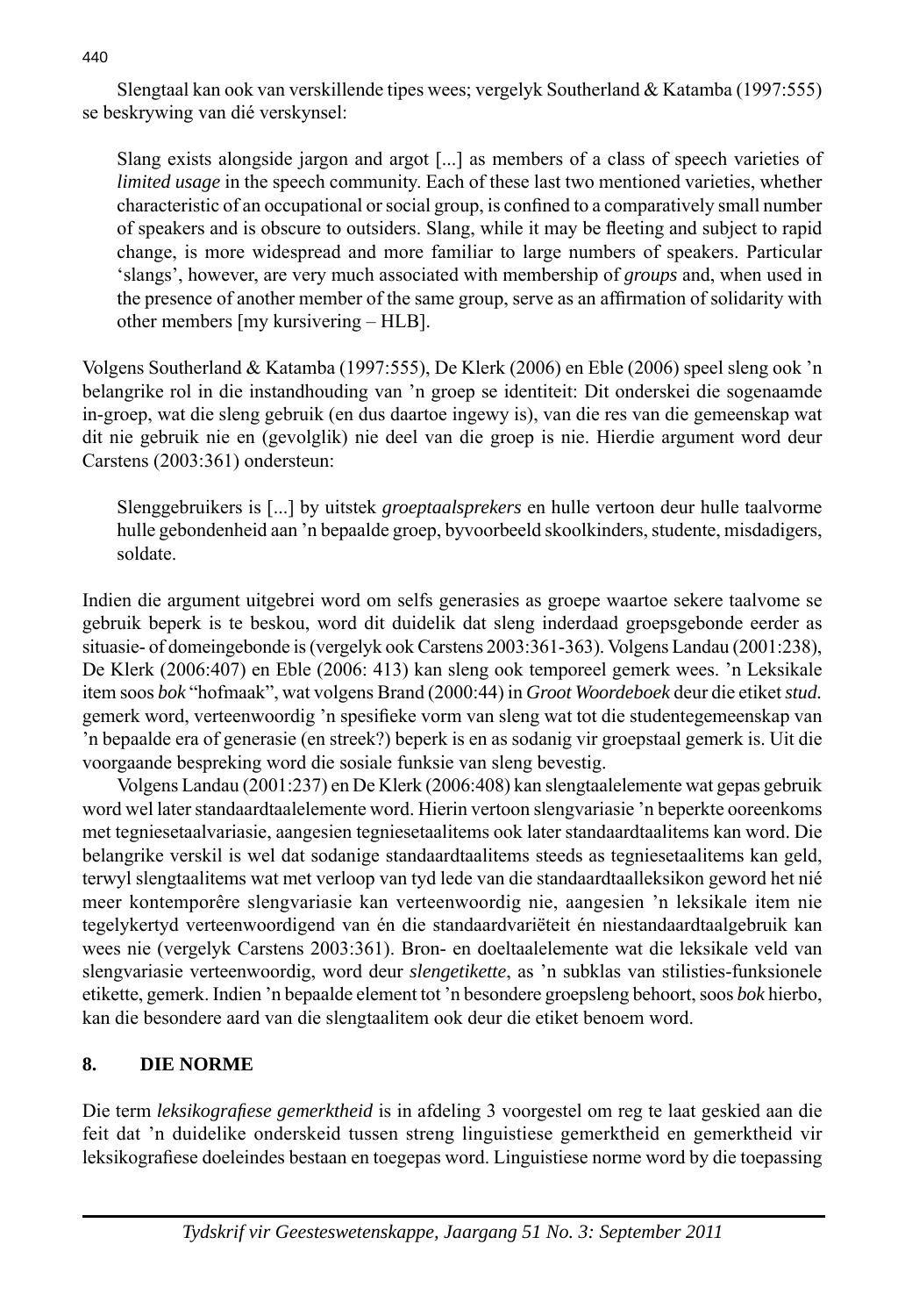Slengtaal kan ook van verskillende tipes wees; vergelyk Southerland & Katamba (1997:555) se beskrywing van dié verskynsel:

> Slang exists alongside jargon and argot [...] as members of a class of speech varieties of *limited usage* in the speech community. Each of these last two mentioned varieties, whether characteristic of an occupational or social group, is confined to a comparatively small number of speakers and is obscure to outsiders. Slang, while it may be fleeting and subject to rapid change, is more widespread and more familiar to large numbers of speakers. Particular 'slangs', however, are very much associated with membership of *groups* and, when used in the presence of another member of the same group, serve as an affirmation of solidarity with other members [my kursivering – HLB].

Volgens Southerland & Katamba (1997:555), De Klerk (2006) en Eble (2006) speel sleng ook 'n belangrike rol in die instandhouding van 'n groep se identiteit: Dit onderskei die sogenaamde in-groep, wat die sleng gebruik (en dus daartoe ingewy is), van die res van die gemeenskap wat dit nie gebruik nie en (gevolglik) nie deel van die groep is nie. Hierdie argument word deur Carstens (2003:361) ondersteun:

> Slenggebruikers is [...] by uitstek *groeptaalsprekers* en hulle vertoon deur hulle taalvorme hulle gebondenheid aan 'n bepaalde groep, byvoorbeeld skoolkinders, studente, misdadigers, soldate.

Indien die argument uitgebrei word om selfs generasies as groepe waartoe sekere taalvome se gebruik beperk is te beskou, word dit duidelik dat sleng inderdaad groepsgebonde eerder as situasie- of domeingebonde is (vergelyk ook Carstens 2003:361-363). Volgens Landau (2001:238), De Klerk (2006:407) en Eble (2006: 413) kan sleng ook temporeel gemerk wees. 'n Leksikale item soos *bok* "hofmaak", wat volgens Brand (2000:44) in *Groot Woordeboek* deur die etiket *stud.* gemerk word, verteenwoordig 'n spesifieke vorm van sleng wat tot die studentegemeenskap van 'n bepaalde era of generasie (en streek?) beperk is en as sodanig vir groepstaal gemerk is. Uit die voorgaande bespreking word die sosiale funksie van sleng bevestig.

Volgens Landau (2001:237) en De Klerk (2006:408) kan slengtaalelemente wat gepas gebruik word wel later standaardtaalelemente word. Hierin vertoon slengvariasie 'n beperkte ooreenkoms met tegniesetaalvariasie, aangesien tegniesetaalitems ook later standaardtaalitems kan word. Die belangrike verskil is wel dat sodanige standaardtaalitems steeds as tegniesetaalitems kan geld, terwyl slengtaalitems wat met verloop van tyd lede van die standaardtaalleksikon geword het nié meer kontemporêre slengvariasie kan verteenwoordig nie, aangesien 'n leksikale item nie tegelykertyd verteenwoordigend van én die standaardvariëteit én niestandaardtaalgebruik kan wees nie (vergelyk Carstens 2003:361). Bron- en doeltaalelemente wat die leksikale veld van slengvariasie verteenwoordig, word deur *slengetikette*, as 'n subklas van stilisties-funksionele etikette, gemerk. Indien 'n bepaalde element tot 'n besondere groepsleng behoort, soos *bok* hierbo, kan die besondere aard van die slengtaalitem ook deur die etiket benoem word.

## 8. DIE NORME

Die term *leksikografiese gemerktheid* is in afdeling 3 voorgestel om reg te laat geskied aan die feit dat 'n duidelike onderskeid tussen streng linguistiese gemerktheid en gemerktheid vir leksikografiese doeleindes bestaan en toegepas word. Linguistiese norme word by die toepassing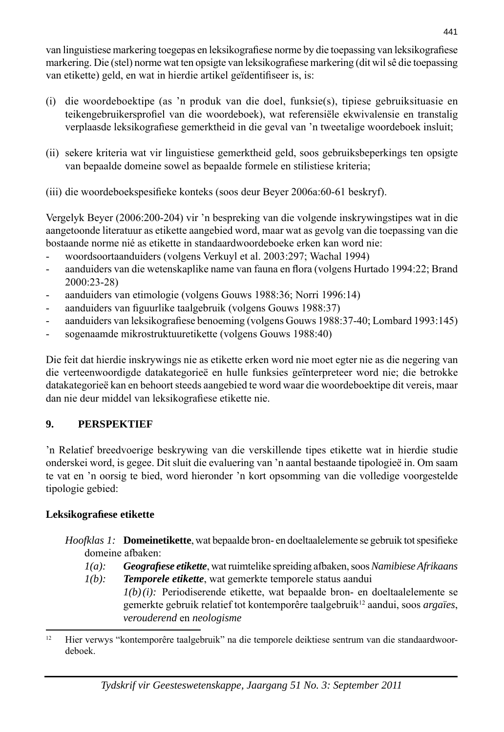van linguistiese markering toegepas en leksikografiese norme by die toepassing van leksikografiese markering. Die (stel) norme wat ten opsigte van leksikografiese markering (dit wil sê die toepassing van etikette) geld, en wat in hierdie artikel geïdentifiseer is, is:

(i) die woordeboektipe (as 'n produk van die doel, funksie(s), tipiese gebruiksituasie en teikengebruikersprofiel van die woordeboek), wat referensiële ekwivalensie en translig verplaasde leksikografiese gemerktheid in die geval van 'n tweetalige woordeboek insluit;

(ii) sekere kriteria wat vir linguistiese gemerktheid geld, soos gebruiksbeperkings ten opsigte van bepaalde domeine sowel as bepaalde formele en stilistiese kriteria;

(iii) die woordeboekspesifieke konteks (soos deur Beyer 2006a:60-61 beskryf).

Vergelyk Beyer (2006:200-204) vir 'n bespreking van die volgende inskrywingstipes wat in die aangetoonde literatuur as etikette aangebied word, maar wat as gevolg van die toepassing van die bostaande norme nié as etikette in standaardwoordeboeke erken kan word nie:

- woordsoortaanduiders (volgens Verkuyl et al. 2003:297; Wachal 1994)
- aanduiders van die wetenskaplike name van fauna en flora (volgens Hurtado 1994:22; Brand 2000:23-28)
- aanduiders van etimologie (volgens Gouws 1988:36; Norri 1996:14)
- aanduiders van figuurlike taalgebruik (volgens Gouws 1988:37)
- aanduiders van leksikografiese benoeming (volgens Gouws 1988:37-40; Lombard 1993:145)
- sogenaamde mikrostruktuuretikette (volgens Gouws 1988:40)

Die feit dat hierdie inskrywings nie as etikette erken word nie moet egter nie as die negering van die verteenwoordigde datakategorieë en hulle funksies geïnterpreteer word nie; die betrokke datakategorieë kan en behoort steeds aangebied te word waar die woordeboektipe dit vereis, maar dan nie deur middel van leksikografiese etikette nie.

## 9. PERSPEKTIEF

'n Relatief breedvoerige beskrywing van die verskillende tipes etikette wat in hierdie studie onderskei word, is gegee. Dit sluit die evaluering van 'n aantal bestaande tipologieë in. Om saam te vat en 'n oorsig te bied, word hieronder 'n kort opsomming van die volledige voorgestelde tipologie gebied:

### Leksikografiese etikette

*Hoofklas 1:* **Domeinetikette**, wat bepaalde bron- en doeltaalelemente se gebruik tot spesifieke domeine afbaken:

- *1(a):* ***Geografiese etikette***, wat ruimtelike spreiding afbaken, soos *Namibiese Afrikaans*
- *1(b):* ***Temporele etikette***, wat gemerkte temporele status aandui
  - *1(b)(i):* Periodiserende etikette, wat bepaalde bron- en doeltaalelemente se gemerkte gebruik relatief tot kontemporêre taalgebruik[12] aandui, soos *argaïes*, *verouderend* en *neologisme*

[12] Hier verwys "kontemporêre taalgebruik" na die temporele deiktiese sentrum van die standaardwoordeboek.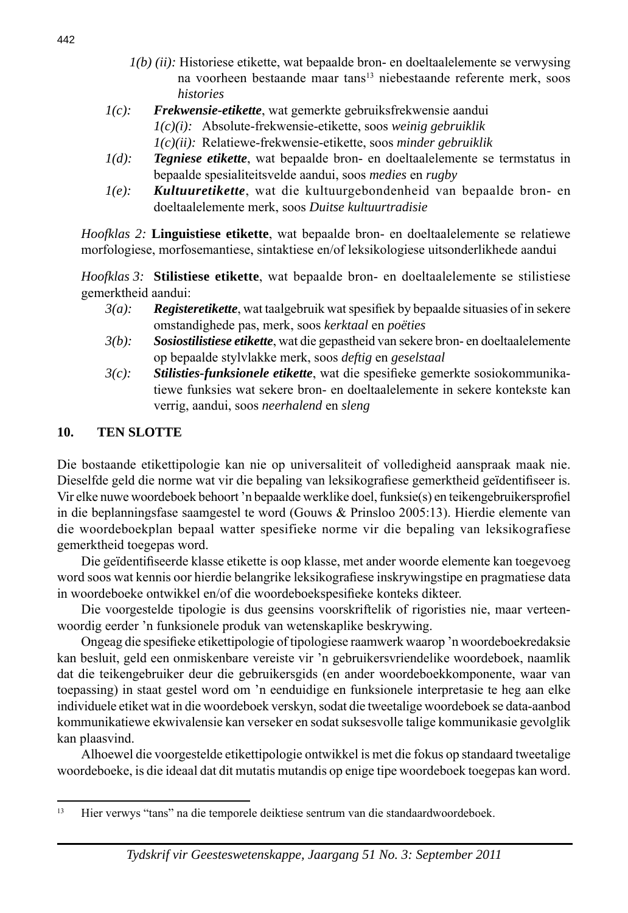*1(b) (ii):* Historiese etikette, wat bepaalde bron- en doeltaalelemente se verwysing na voorheen bestaande maar tans[13] niebestaande referente merk, soos *histories*

*1(c):* ***Frekwensie-etikette***, wat gemerkte gebruiksfrekwensie aandui

*1(c)(i):* Absolute-frekwensie-etikette, soos *weinig gebruiklik*

*1(c)(ii):* Relatiewe-frekwensie-etikette, soos *minder gebruiklik*

*1(d):* ***Tegniese etikette***, wat bepaalde bron- en doeltaalelemente se termstatus in bepaalde spesialiteitsvelde aandui, soos *medies* en *rugby*

*1(e):* ***Kultuuretikette***, wat die kultuurgebondenheid van bepaalde bron- en doeltaalelemente merk, soos *Duitse kultuurtradisie*

*Hoofklas 2:* **Linguistiese etikette**, wat bepaalde bron- en doeltaalelemente se relatiewe morfologiese, morfosemantiese, sintaktiese en/of leksikologiese uitsonderlikhede aandui

*Hoofklas 3:* **Stilistiese etikette**, wat bepaalde bron- en doeltaalelemente se stilistiese gemerktheid aandui:

*3(a):* ***Registeretikette***, wat taalgebruik wat spesifiek by bepaalde situasies of in sekere omstandighede pas, merk, soos *kerktaal* en *poëties*

*3(b):* ***Sosiostilistiese etikette***, wat die gepastheid van sekere bron- en doeltaalelemente op bepaalde stylvlakke merk, soos *deftig* en *geselstaal*

*3(c):* ***Stilisties-funksionele etikette***, wat die spesifieke gemerkte sosiokommunikatiewe funksies wat sekere bron- en doeltaalelemente in sekere kontekste kan verrig, aandui, soos *neerhalend* en *sleng*

## 10. TEN SLOTTE

Die bostaande etikettipologie kan nie op universaliteit of volledigheid aanspraak maak nie. Dieselfde geld die norme wat vir die bepaling van leksikografiese gemerktheid geïdentifiseer is. Vir elke nuwe woordeboek behoort 'n bepaalde werklike doel, funksie(s) en teikengebruikersprofiel in die beplanningsfase saamgestel te word (Gouws & Prinsloo 2005:13). Hierdie elemente van die woordeboekplan bepaal watter spesifieke norme vir die bepaling van leksikografiese gemerktheid toegepas word.

Die geïdentifiseerde klasse etikette is oop klasse, met ander woorde elemente kan toegevoeg word soos wat kennis oor hierdie belangrike leksikografiese inskrywingstipe en pragmatiese data in woordeboeke ontwikkel en/of die woordeboekspesifieke konteks dikteer.

Die voorgestelde tipologie is dus geensins voorskriftelik of rigoristies nie, maar verteenwoordig eerder 'n funksionele produk van wetenskaplike beskrywing.

Ongeag die spesifieke etikettipologie of tipologiese raamwerk waarop 'n woordeboekredaksie kan besluit, geld een onmiskenbare vereiste vir 'n gebruikersvriendelike woordeboek, naamlik dat die teikengebruiker deur die gebruikersgids (en ander woordeboekkomponente, waar van toepassing) in staat gestel word om 'n eenduidige en funksionele interpretasie te heg aan elke individuele etiket wat in die woordeboek verskyn, sodat die tweetalige woordeboek se data-aanbod kommunikatiewe ekwivalensie kan verseker en sodat suksesvolle talige kommunikasie gevolglik kan plaasvind.

Alhoewel die voorgestelde etikettipologie ontwikkel is met die fokus op standaard tweetalige woordeboeke, is die ideaal dat dit mutatis mutandis op enige tipe woordeboek toegepas kan word.

---

[13] Hier verwys "tans" na die temporele deiktiese sentrum van die standaardwoordeboek.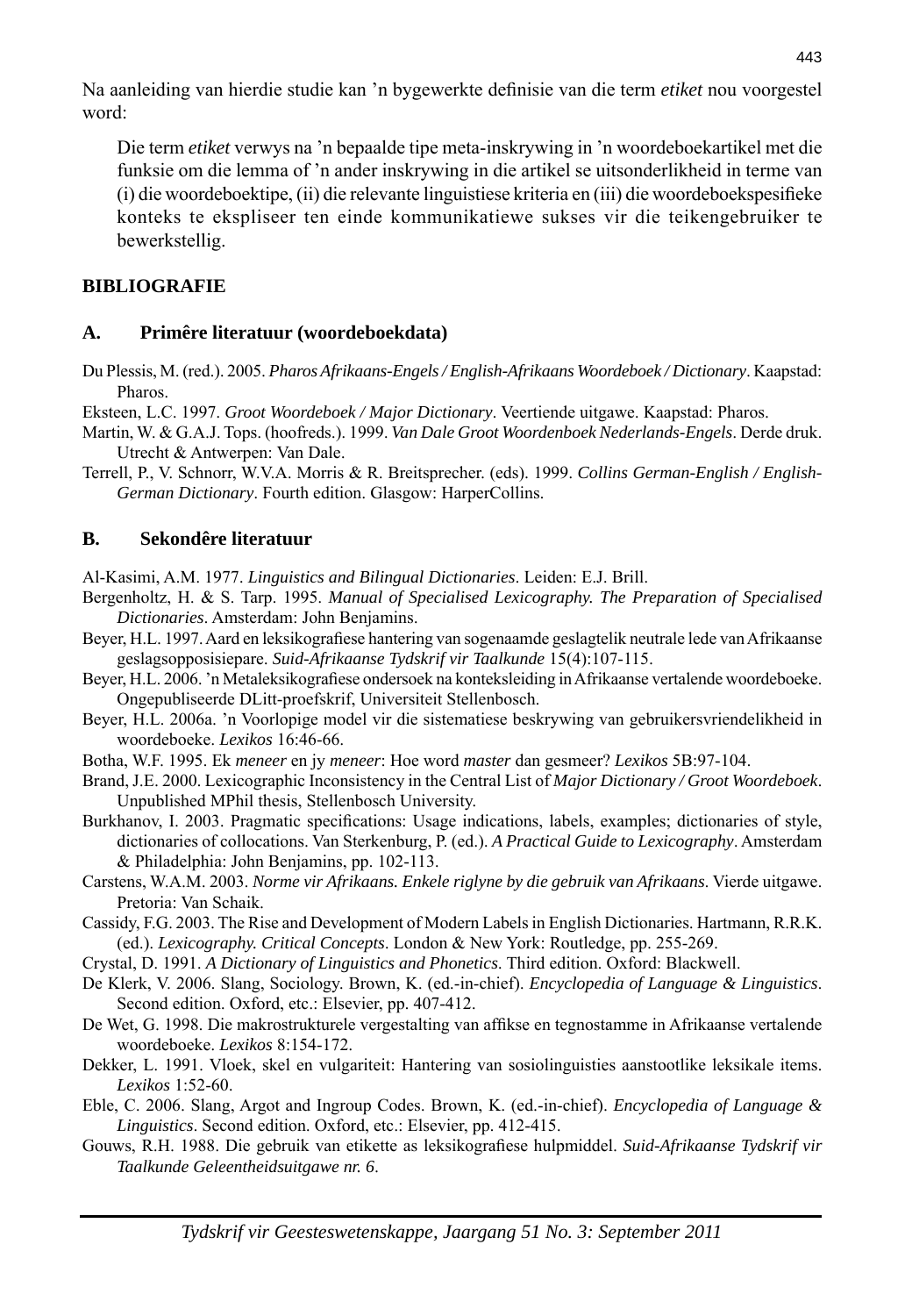Na aanleiding van hierdie studie kan 'n bygewerkte definisie van die term *etiket* nou voorgestel word:

> Die term *etiket* verwys na 'n bepaalde tipe meta-inskrywing in 'n woordeboekartikel met die funksie om die lemma of 'n ander inskrywing in die artikel se uitsonderlikheid in terme van (i) die woordeboektipe, (ii) die relevante linguistiese kriteria en (iii) die woordeboekspesifieke konteks te ekspliseer ten einde kommunikatiewe sukses vir die teikengebruiker te bewerkstellig.

## BIBLIOGRAFIE

### A. Primêre literatuur (woordeboekdata)

Du Plessis, M. (red.). 2005. *Pharos Afrikaans-Engels / English-Afrikaans Woordeboek / Dictionary*. Kaapstad: Pharos.

Eksteen, L.C. 1997. *Groot Woordeboek / Major Dictionary*. Veertiende uitgawe. Kaapstad: Pharos.

Martin, W. & G.A.J. Tops. (hoofreds.). 1999. *Van Dale Groot Woordenboek Nederlands-Engels*. Derde druk. Utrecht & Antwerpen: Van Dale.

Terrell, P., V. Schnorr, W.V.A. Morris & R. Breitsprecher. (eds). 1999. *Collins German-English / English-German Dictionary*. Fourth edition. Glasgow: HarperCollins.

### B. Sekondêre literatuur

Al-Kasimi, A.M. 1977. *Linguistics and Bilingual Dictionaries*. Leiden: E.J. Brill.

Bergenholtz, H. & S. Tarp. 1995. *Manual of Specialised Lexicography. The Preparation of Specialised Dictionaries*. Amsterdam: John Benjamins.

Beyer, H.L. 1997. Aard en leksikografiese hantering van sogenaamde geslagtelik neutrale lede van Afrikaanse geslagsopposisiepare. *Suid-Afrikaanse Tydskrif vir Taalkunde* 15(4):107-115.

Beyer, H.L. 2006. 'n Metaleksikografiese ondersoek na konteksleiding in Afrikaanse vertalende woordeboeke. Ongepubliseerde DLitt-proefskrif, Universiteit Stellenbosch.

Beyer, H.L. 2006a. 'n Voorlopige model vir die sistematiese beskrywing van gebruikersvriendelikheid in woordeboeke. *Lexikos* 16:46-66.

Botha, W.F. 1995. Ek *meneer* en jy *meneer*: Hoe word *master* dan gesmeer? *Lexikos* 5B:97-104.

Brand, J.E. 2000. Lexicographic Inconsistency in the Central List of *Major Dictionary / Groot Woordeboek*. Unpublished MPhil thesis, Stellenbosch University.

Burkhanov, I. 2003. Pragmatic specifications: Usage indications, labels, examples; dictionaries of style, dictionaries of collocations. Van Sterkenburg, P. (ed.). *A Practical Guide to Lexicography*. Amsterdam & Philadelphia: John Benjamins, pp. 102-113.

Carstens, W.A.M. 2003. *Norme vir Afrikaans. Enkele riglyne by die gebruik van Afrikaans*. Vierde uitgawe. Pretoria: Van Schaik.

Cassidy, F.G. 2003. The Rise and Development of Modern Labels in English Dictionaries. Hartmann, R.R.K. (ed.). *Lexicography. Critical Concepts*. London & New York: Routledge, pp. 255-269.

Crystal, D. 1991. *A Dictionary of Linguistics and Phonetics*. Third edition. Oxford: Blackwell.

De Klerk, V. 2006. Slang, Sociology. Brown, K. (ed.-in-chief). *Encyclopedia of Language & Linguistics*. Second edition. Oxford, etc.: Elsevier, pp. 407-412.

De Wet, G. 1998. Die makrostrukturele vergestalting van affikse en tegnostamme in Afrikaanse vertalende woordeboeke. *Lexikos* 8:154-172.

Dekker, L. 1991. Vloek, skel en vulgariteit: Hantering van sosiolinguisties aanstootlike leksikale items. *Lexikos* 1:52-60.

Eble, C. 2006. Slang, Argot and Ingroup Codes. Brown, K. (ed.-in-chief). *Encyclopedia of Language & Linguistics*. Second edition. Oxford, etc.: Elsevier, pp. 412-415.

Gouws, R.H. 1988. Die gebruik van etikette as leksikografiese hulpmiddel. *Suid-Afrikaanse Tydskrif vir Taalkunde Geleentheidsuitgawe nr. 6*.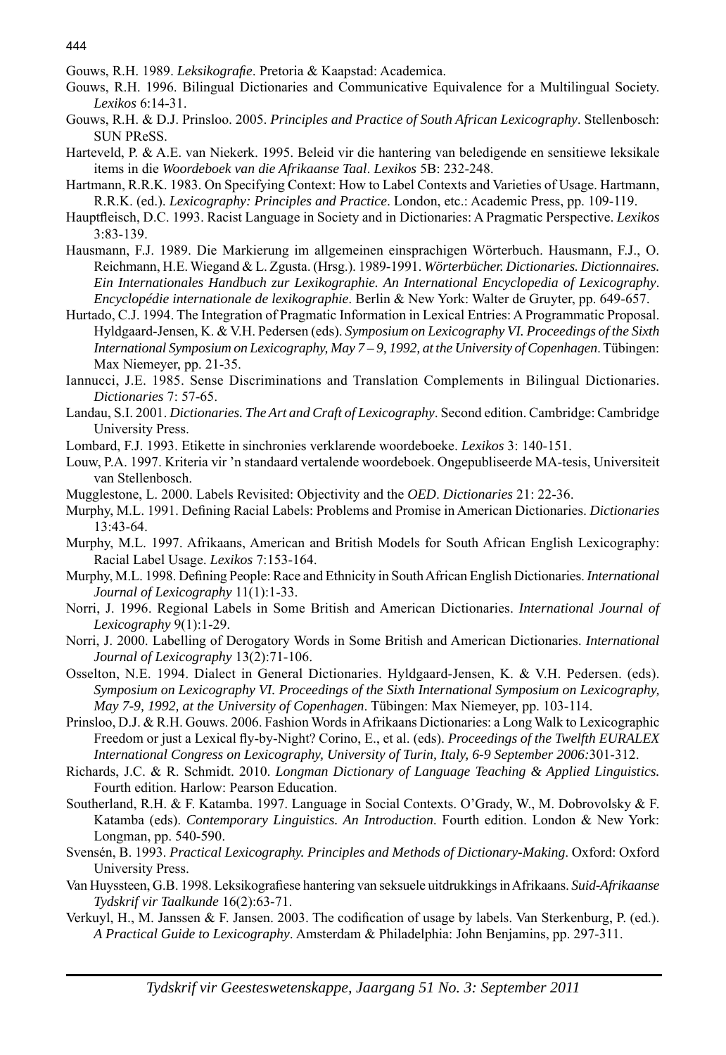Gouws, R.H. 1989. *Leksikografie*. Pretoria & Kaapstad: Academica.

Gouws, R.H. 1996. Bilingual Dictionaries and Communicative Equivalence for a Multilingual Society. *Lexikos* 6:14-31.

Gouws, R.H. & D.J. Prinsloo. 2005. *Principles and Practice of South African Lexicography*. Stellenbosch: SUN PReSS.

Harteveld, P. & A.E. van Niekerk. 1995. Beleid vir die hantering van beledigende en sensitiewe leksikale items in die *Woordeboek van die Afrikaanse Taal*. *Lexikos* 5B: 232-248.

Hartmann, R.R.K. 1983. On Specifying Context: How to Label Contexts and Varieties of Usage. Hartmann, R.R.K. (ed.). *Lexicography: Principles and Practice*. London, etc.: Academic Press, pp. 109-119.

Hauptfleisch, D.C. 1993. Racist Language in Society and in Dictionaries: A Pragmatic Perspective. *Lexikos* 3:83-139.

Hausmann, F.J. 1989. Die Markierung im allgemeinen einsprachigen Wörterbuch. Hausmann, F.J., O. Reichmann, H.E. Wiegand & L. Zgusta. (Hrsg.). 1989-1991. *Wörterbücher. Dictionaries. Dictionnaires. Ein Internationales Handbuch zur Lexikographie. An International Encyclopedia of Lexicography. Encyclopédie internationale de lexikographie*. Berlin & New York: Walter de Gruyter, pp. 649-657.

Hurtado, C.J. 1994. The Integration of Pragmatic Information in Lexical Entries: A Programmatic Proposal. Hyldgaard-Jensen, K. & V.H. Pedersen (eds). *Symposium on Lexicography VI. Proceedings of the Sixth International Symposium on Lexicography, May 7 – 9, 1992, at the University of Copenhagen*. Tübingen: Max Niemeyer, pp. 21-35.

Iannucci, J.E. 1985. Sense Discriminations and Translation Complements in Bilingual Dictionaries. *Dictionaries* 7: 57-65.

Landau, S.I. 2001. *Dictionaries. The Art and Craft of Lexicography*. Second edition. Cambridge: Cambridge University Press.

Lombard, F.J. 1993. Etikette in sinchronies verklarende woordeboeke. *Lexikos* 3: 140-151.

Louw, P.A. 1997. Kriteria vir 'n standaard vertalende woordeboek. Ongepubliseerde MA-tesis, Universiteit van Stellenbosch.

Mugglestone, L. 2000. Labels Revisited: Objectivity and the *OED*. *Dictionaries* 21: 22-36.

Murphy, M.L. 1991. Defining Racial Labels: Problems and Promise in American Dictionaries. *Dictionaries* 13:43-64.

Murphy, M.L. 1997. Afrikaans, American and British Models for South African English Lexicography: Racial Label Usage. *Lexikos* 7:153-164.

Murphy, M.L. 1998. Defining People: Race and Ethnicity in South African English Dictionaries. *International Journal of Lexicography* 11(1):1-33.

Norri, J. 1996. Regional Labels in Some British and American Dictionaries. *International Journal of Lexicography* 9(1):1-29.

Norri, J. 2000. Labelling of Derogatory Words in Some British and American Dictionaries. *International Journal of Lexicography* 13(2):71-106.

Osselton, N.E. 1994. Dialect in General Dictionaries. Hyldgaard-Jensen, K. & V.H. Pedersen. (eds). *Symposium on Lexicography VI. Proceedings of the Sixth International Symposium on Lexicography, May 7-9, 1992, at the University of Copenhagen*. Tübingen: Max Niemeyer, pp. 103-114.

Prinsloo, D.J. & R.H. Gouws. 2006. Fashion Words in Afrikaans Dictionaries: a Long Walk to Lexicographic Freedom or just a Lexical fly-by-Night? Corino, E., et al. (eds). *Proceedings of the Twelfth EURALEX International Congress on Lexicography, University of Turin, Italy, 6-9 September 2006:*301-312.

Richards, J.C. & R. Schmidt. 2010. *Longman Dictionary of Language Teaching & Applied Linguistics.* Fourth edition. Harlow: Pearson Education.

Southerland, R.H. & F. Katamba. 1997. Language in Social Contexts. O'Grady, W., M. Dobrovolsky & F. Katamba (eds). *Contemporary Linguistics. An Introduction*. Fourth edition. London & New York: Longman, pp. 540-590.

Svensén, B. 1993. *Practical Lexicography. Principles and Methods of Dictionary-Making*. Oxford: Oxford University Press.

Van Huyssteen, G.B. 1998. Leksikografiese hantering van seksuele uitdrukkings in Afrikaans. *Suid-Afrikaanse Tydskrif vir Taalkunde* 16(2):63-71.

Verkuyl, H., M. Janssen & F. Jansen. 2003. The codification of usage by labels. Van Sterkenburg, P. (ed.). *A Practical Guide to Lexicography*. Amsterdam & Philadelphia: John Benjamins, pp. 297-311.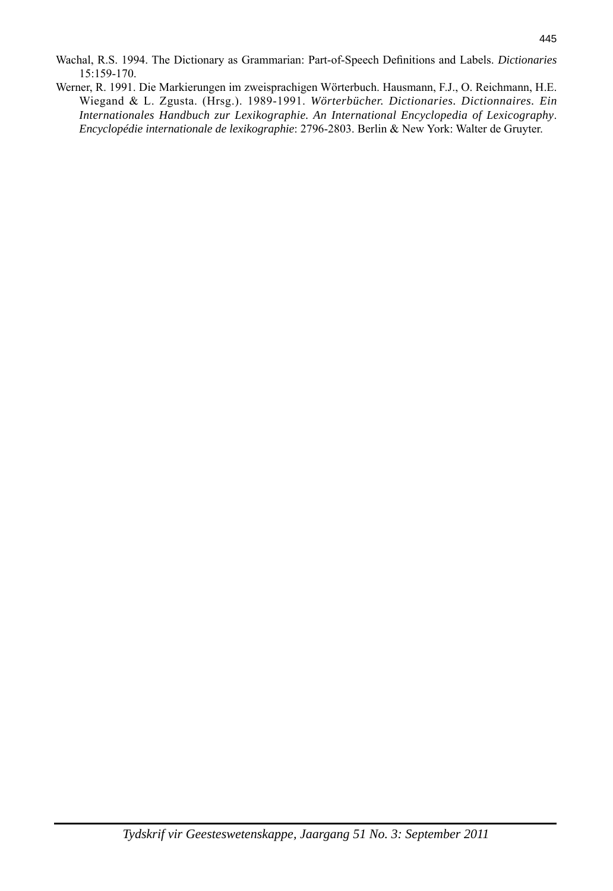Wachal, R.S. 1994. The Dictionary as Grammarian: Part-of-Speech Definitions and Labels. *Dictionaries* 15:159-170.

Werner, R. 1991. Die Markierungen im zweisprachigen Wörterbuch. Hausmann, F.J., O. Reichmann, H.E. Wiegand & L. Zgusta. (Hrsg.). 1989-1991. *Wörterbücher. Dictionaries. Dictionnaires. Ein Internationales Handbuch zur Lexikographie. An International Encyclopedia of Lexicography. Encyclopédie internationale de lexikographie*: 2796-2803. Berlin & New York: Walter de Gruyter.